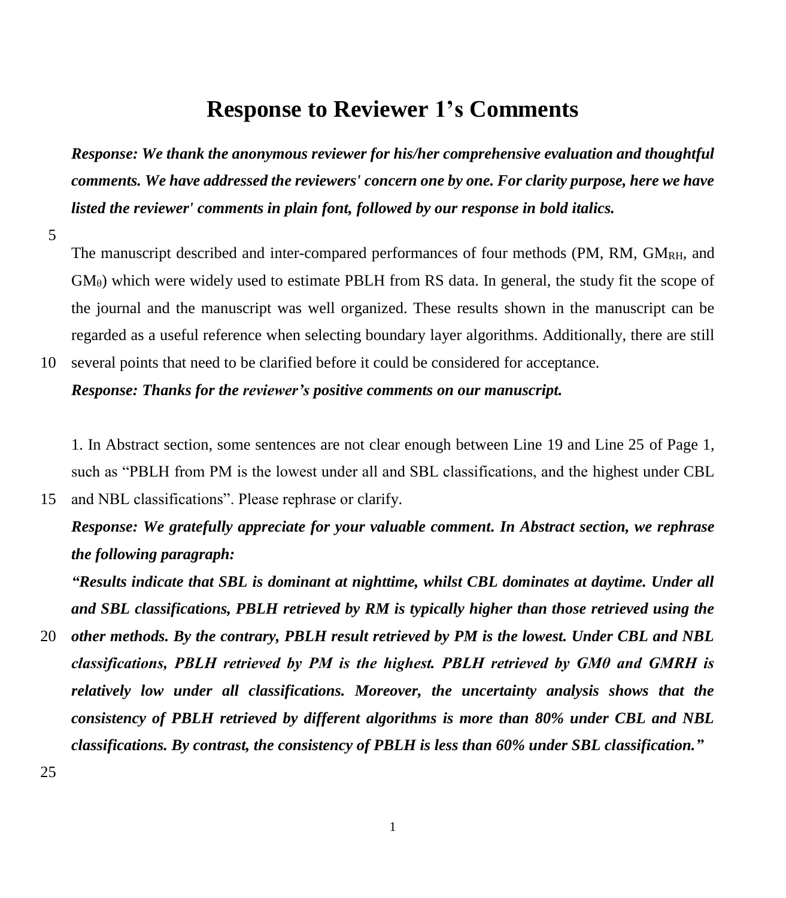# Response to Reviewer 1's Comments

***Response: We thank the anonymous reviewer for his/her comprehensive evaluation and thoughtful comments. We have addressed the reviewers' concern one by one. For clarity purpose, here we have listed the reviewer' comments in plain font, followed by our response in bold italics.***

The manuscript described and inter-compared performances of four methods (PM, RM, $GM_{RH}$, and $GM_{\theta}$) which were widely used to estimate PBLH from RS data. In general, the study fit the scope of the journal and the manuscript was well organized. These results shown in the manuscript can be regarded as a useful reference when selecting boundary layer algorithms. Additionally, there are still several points that need to be clarified before it could be considered for acceptance.

***Response: Thanks for the reviewer's positive comments on our manuscript.***

1. In Abstract section, some sentences are not clear enough between Line 19 and Line 25 of Page 1, such as "PBLH from PM is the lowest under all and SBL classifications, and the highest under CBL and NBL classifications". Please rephrase or clarify.

***Response: We gratefully appreciate for your valuable comment. In Abstract section, we rephrase the following paragraph:***

***"Results indicate that SBL is dominant at nighttime, whilst CBL dominates at daytime. Under all and SBL classifications, PBLH retrieved by RM is typically higher than those retrieved using the other methods. By the contrary, PBLH result retrieved by PM is the lowest. Under CBL and NBL classifications, PBLH retrieved by PM is the highest. PBLH retrieved by GMθ and GMRH is relatively low under all classifications. Moreover, the uncertainty analysis shows that the consistency of PBLH retrieved by different algorithms is more than 80% under CBL and NBL classifications. By contrast, the consistency of PBLH is less than 60% under SBL classification."***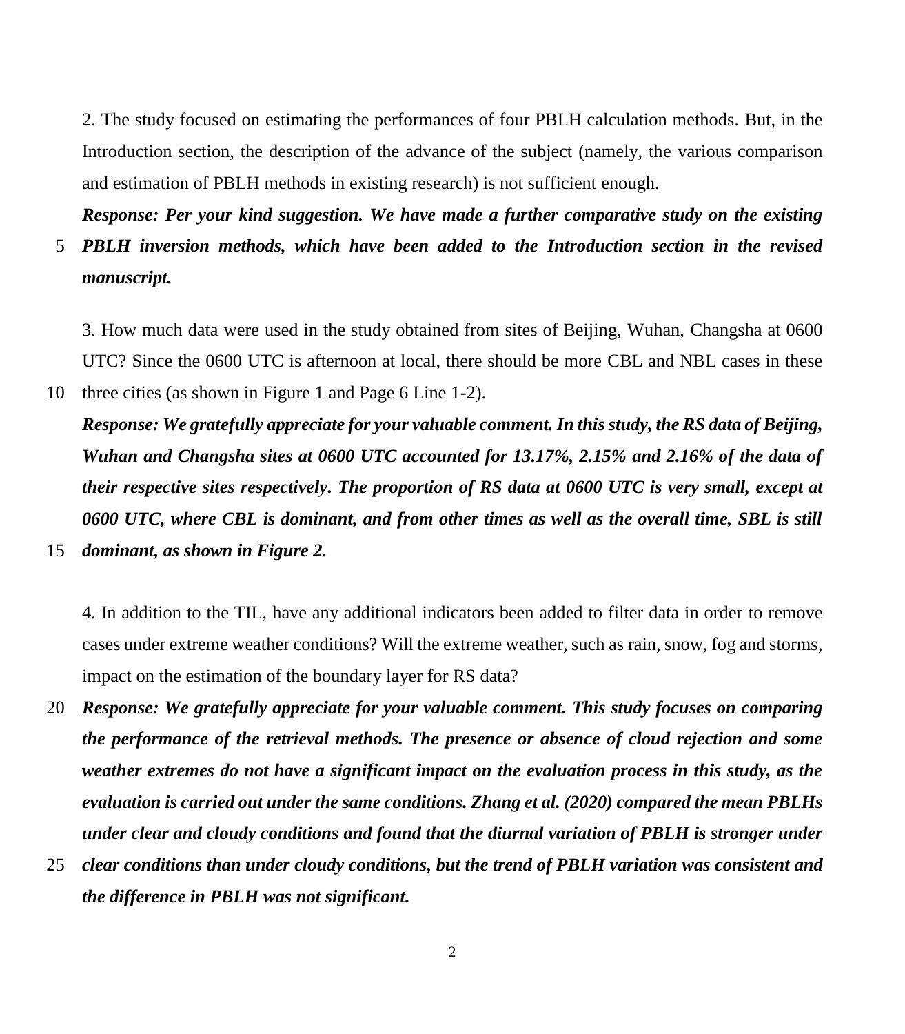2. The study focused on estimating the performances of four PBLH calculation methods. But, in the Introduction section, the description of the advance of the subject (namely, the various comparison and estimation of PBLH methods in existing research) is not sufficient enough.

***Response: Per your kind suggestion. We have made a further comparative study on the existing PBLH inversion methods, which have been added to the Introduction section in the revised manuscript.***

3. How much data were used in the study obtained from sites of Beijing, Wuhan, Changsha at 0600 UTC? Since the 0600 UTC is afternoon at local, there should be more CBL and NBL cases in these three cities (as shown in Figure 1 and Page 6 Line 1-2).

***Response: We gratefully appreciate for your valuable comment. In this study, the RS data of Beijing, Wuhan and Changsha sites at 0600 UTC accounted for 13.17%, 2.15% and 2.16% of the data of their respective sites respectively. The proportion of RS data at 0600 UTC is very small, except at 0600 UTC, where CBL is dominant, and from other times as well as the overall time, SBL is still dominant, as shown in Figure 2.***

4. In addition to the TIL, have any additional indicators been added to filter data in order to remove cases under extreme weather conditions? Will the extreme weather, such as rain, snow, fog and storms, impact on the estimation of the boundary layer for RS data?

***Response: We gratefully appreciate for your valuable comment. This study focuses on comparing the performance of the retrieval methods. The presence or absence of cloud rejection and some weather extremes do not have a significant impact on the evaluation process in this study, as the evaluation is carried out under the same conditions. Zhang et al. (2020) compared the mean PBLHs under clear and cloudy conditions and found that the diurnal variation of PBLH is stronger under clear conditions than under cloudy conditions, but the trend of PBLH variation was consistent and the difference in PBLH was not significant.***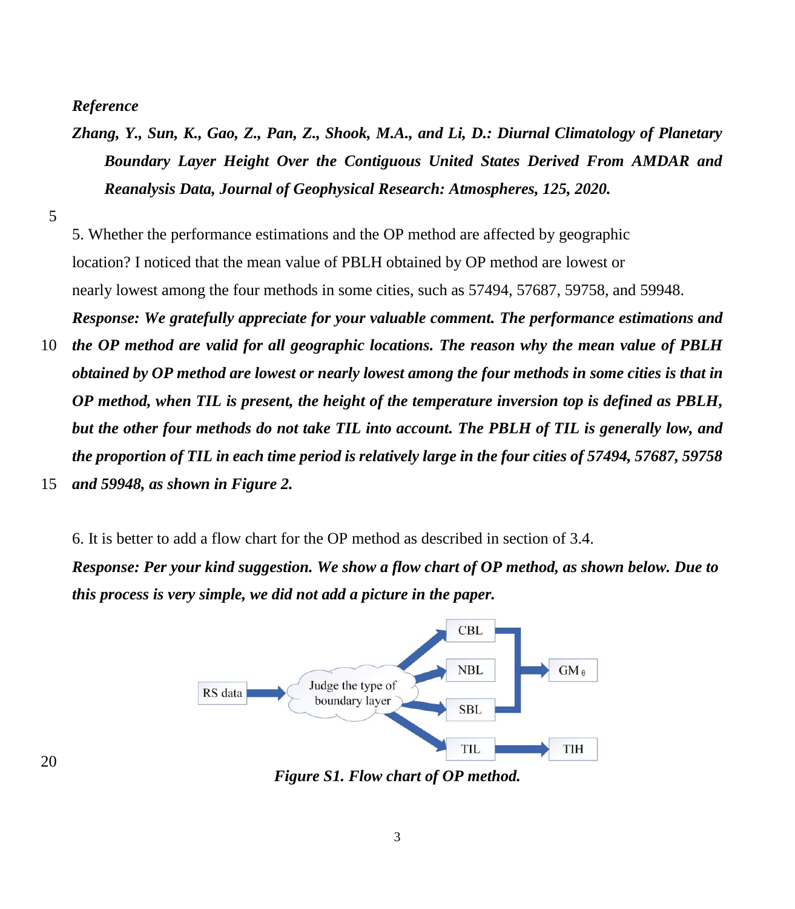***Reference***

***Zhang, Y., Sun, K., Gao, Z., Pan, Z., Shook, M.A., and Li, D.: Diurnal Climatology of Planetary Boundary Layer Height Over the Contiguous United States Derived From AMDAR and Reanalysis Data, Journal of Geophysical Research: Atmospheres, 125, 2020.***

5. Whether the performance estimations and the OP method are affected by geographic location? I noticed that the mean value of PBLH obtained by OP method are lowest or nearly lowest among the four methods in some cities, such as 57494, 57687, 59758, and 59948.

***Response: We gratefully appreciate for your valuable comment. The performance estimations and the OP method are valid for all geographic locations. The reason why the mean value of PBLH obtained by OP method are lowest or nearly lowest among the four methods in some cities is that in OP method, when TIL is present, the height of the temperature inversion top is defined as PBLH, but the other four methods do not take TIL into account. The PBLH of TIL is generally low, and the proportion of TIL in each time period is relatively large in the four cities of 57494, 57687, 59758 and 59948, as shown in Figure 2.***

6. It is better to add a flow chart for the OP method as described in section of 3.4.

***Response: Per your kind suggestion. We show a flow chart of OP method, as shown below. Due to this process is very simple, we did not add a picture in the paper.***

***Figure S1. Flow chart of OP method.***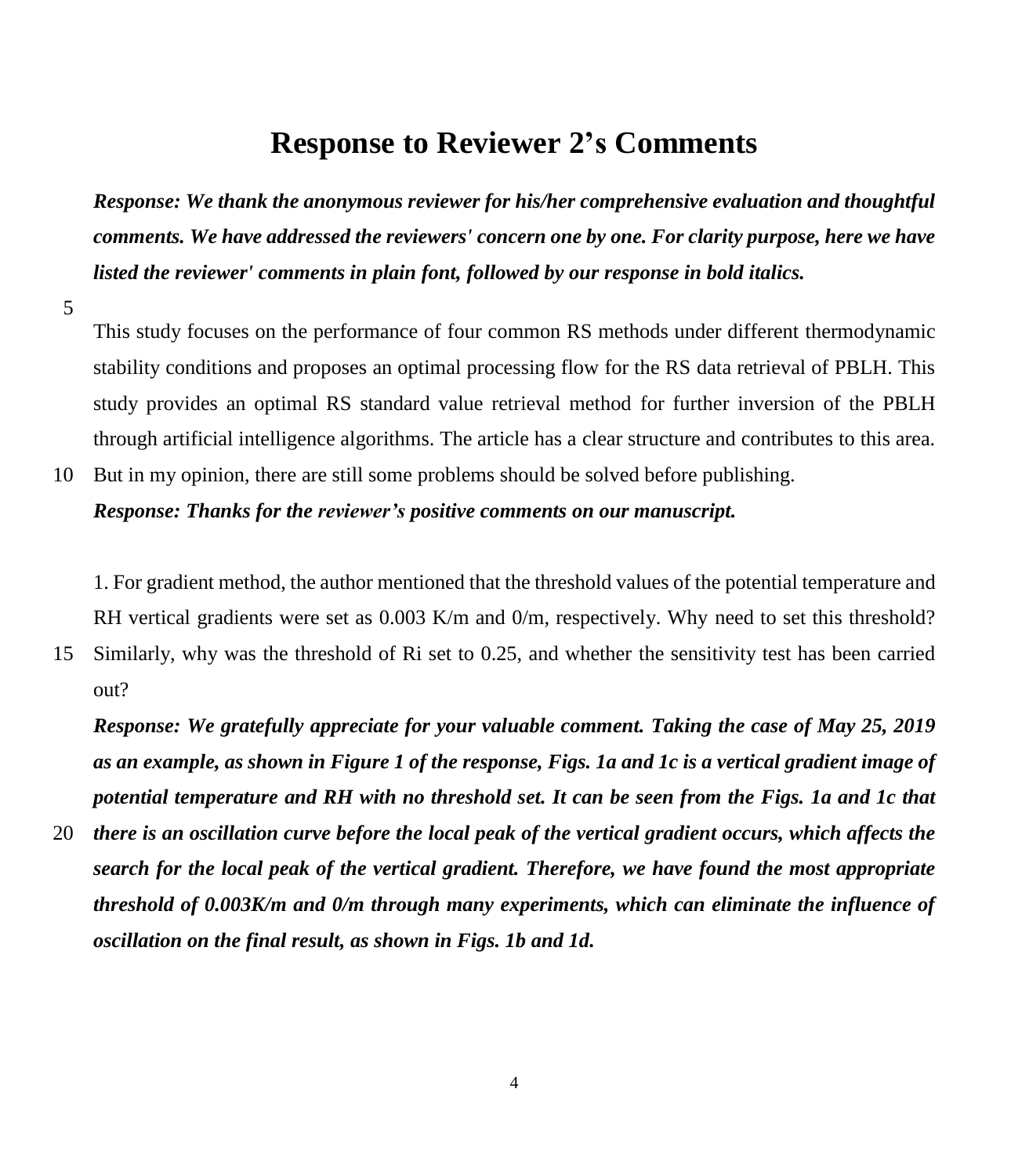# Response to Reviewer 2's Comments

***Response: We thank the anonymous reviewer for his/her comprehensive evaluation and thoughtful comments. We have addressed the reviewers' concern one by one. For clarity purpose, here we have listed the reviewer' comments in plain font, followed by our response in bold italics.***

This study focuses on the performance of four common RS methods under different thermodynamic stability conditions and proposes an optimal processing flow for the RS data retrieval of PBLH. This study provides an optimal RS standard value retrieval method for further inversion of the PBLH through artificial intelligence algorithms. The article has a clear structure and contributes to this area. But in my opinion, there are still some problems should be solved before publishing.

***Response: Thanks for the reviewer's positive comments on our manuscript.***

1. For gradient method, the author mentioned that the threshold values of the potential temperature and RH vertical gradients were set as 0.003 K/m and 0/m, respectively. Why need to set this threshold? Similarly, why was the threshold of Ri set to 0.25, and whether the sensitivity test has been carried out?

***Response: We gratefully appreciate for your valuable comment. Taking the case of May 25, 2019 as an example, as shown in Figure 1 of the response, Figs. 1a and 1c is a vertical gradient image of potential temperature and RH with no threshold set. It can be seen from the Figs. 1a and 1c that there is an oscillation curve before the local peak of the vertical gradient occurs, which affects the search for the local peak of the vertical gradient. Therefore, we have found the most appropriate threshold of 0.003K/m and 0/m through many experiments, which can eliminate the influence of oscillation on the final result, as shown in Figs. 1b and 1d.***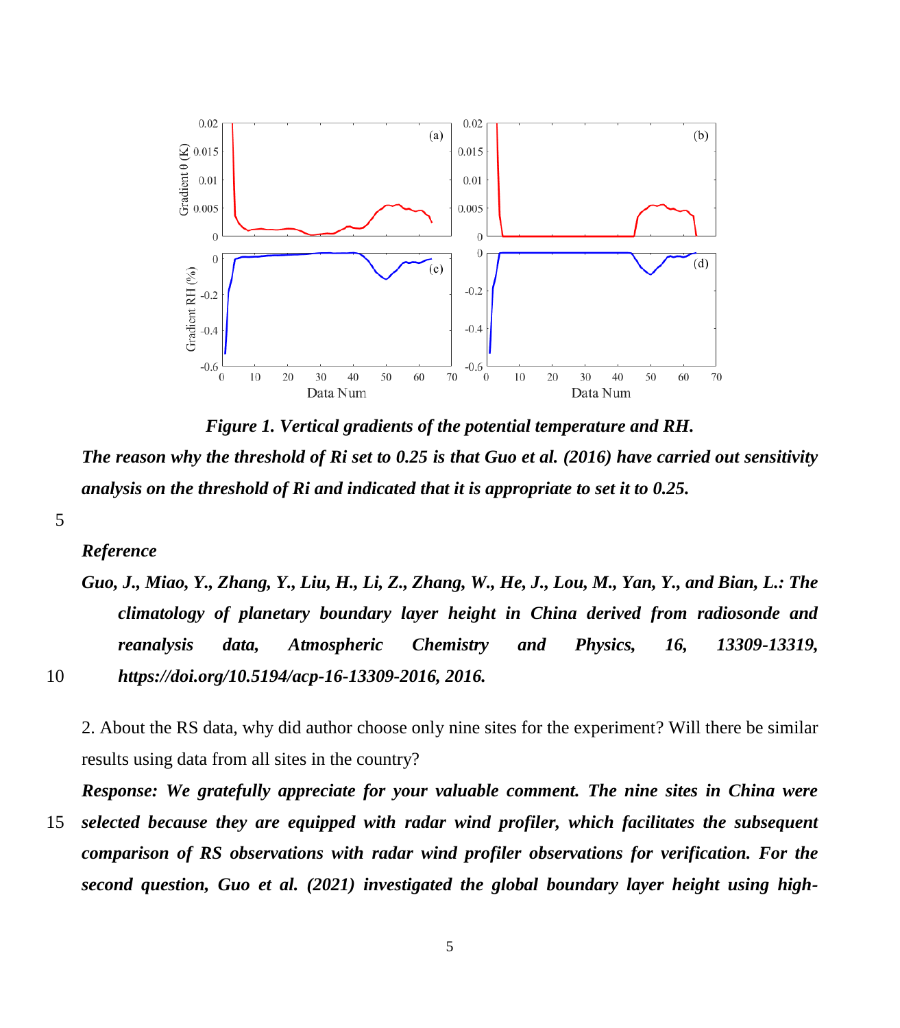***Figure 1. Vertical gradients of the potential temperature and RH.***

***The reason why the threshold of Ri set to 0.25 is that Guo et al. (2016) have carried out sensitivity analysis on the threshold of Ri and indicated that it is appropriate to set it to 0.25.***

***Reference***

***Guo, J., Miao, Y., Zhang, Y., Liu, H., Li, Z., Zhang, W., He, J., Lou, M., Yan, Y., and Bian, L.: The climatology of planetary boundary layer height in China derived from radiosonde and reanalysis data, Atmospheric Chemistry and Physics, 16, 13309-13319, https://doi.org/10.5194/acp-16-13309-2016, 2016.***

2. About the RS data, why did author choose only nine sites for the experiment? Will there be similar results using data from all sites in the country?

***Response: We gratefully appreciate for your valuable comment. The nine sites in China were selected because they are equipped with radar wind profiler, which facilitates the subsequent comparison of RS observations with radar wind profiler observations for verification. For the second question, Guo et al. (2021) investigated the global boundary layer height using high-***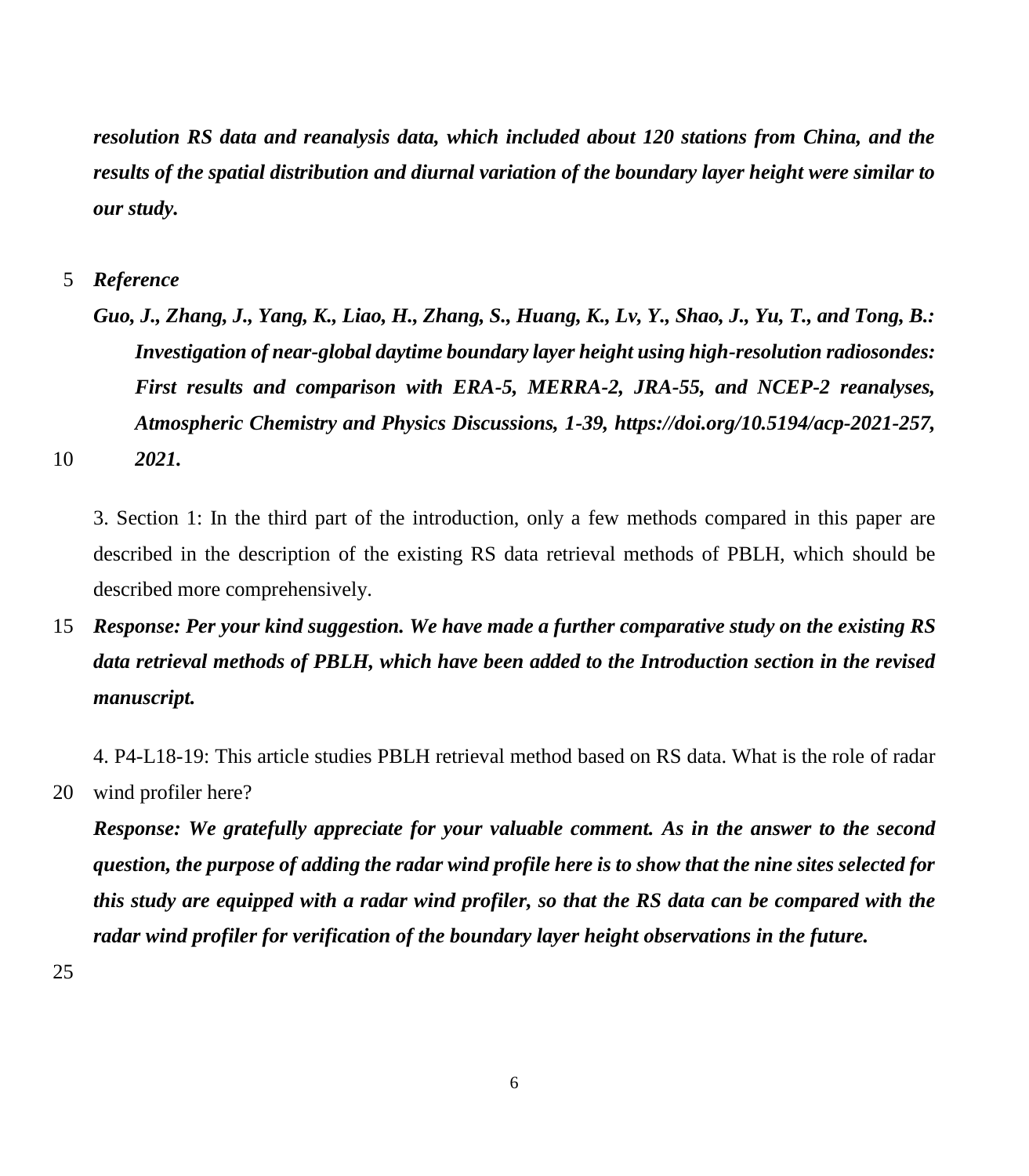***resolution RS data and reanalysis data, which included about 120 stations from China, and the results of the spatial distribution and diurnal variation of the boundary layer height were similar to our study.***

***Reference***

***Guo, J., Zhang, J., Yang, K., Liao, H., Zhang, S., Huang, K., Lv, Y., Shao, J., Yu, T., and Tong, B.: Investigation of near-global daytime boundary layer height using high-resolution radiosondes: First results and comparison with ERA-5, MERRA-2, JRA-55, and NCEP-2 reanalyses, Atmospheric Chemistry and Physics Discussions, 1-39, https://doi.org/10.5194/acp-2021-257, 2021.***

3. Section 1: In the third part of the introduction, only a few methods compared in this paper are described in the description of the existing RS data retrieval methods of PBLH, which should be described more comprehensively.

***Response: Per your kind suggestion. We have made a further comparative study on the existing RS data retrieval methods of PBLH, which have been added to the Introduction section in the revised manuscript.***

4. P4-L18-19: This article studies PBLH retrieval method based on RS data. What is the role of radar wind profiler here?

***Response: We gratefully appreciate for your valuable comment. As in the answer to the second question, the purpose of adding the radar wind profile here is to show that the nine sites selected for this study are equipped with a radar wind profiler, so that the RS data can be compared with the radar wind profiler for verification of the boundary layer height observations in the future.***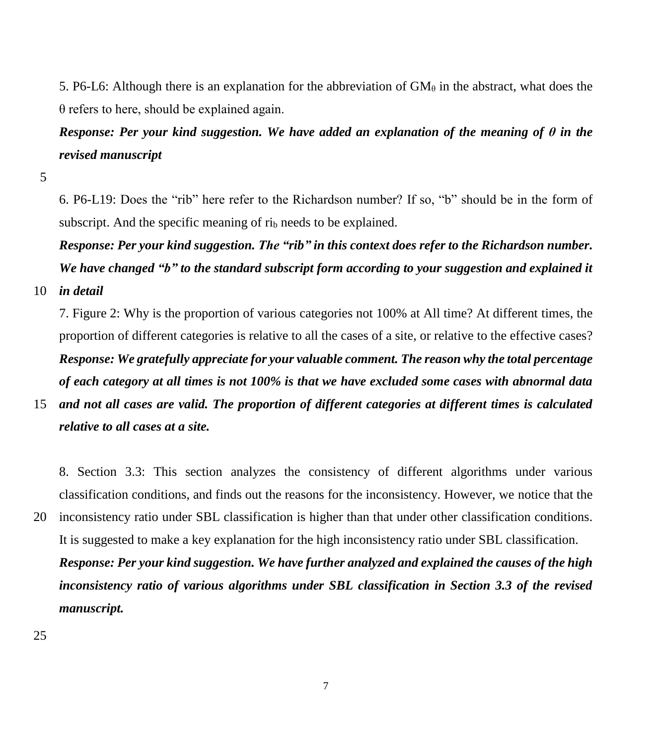5. P6-L6: Although there is an explanation for the abbreviation of $GM_\theta$ in the abstract, what does the θ refers to here, should be explained again.

***Response: Per your kind suggestion. We have added an explanation of the meaning of θ in the revised manuscript***

6. P6-L19: Does the "rib" here refer to the Richardson number? If so, "b" should be in the form of subscript. And the specific meaning of $ri_b$ needs to be explained.

***Response: Per your kind suggestion. The "rib" in this context does refer to the Richardson number. We have changed "b" to the standard subscript form according to your suggestion and explained it in detail***

7. Figure 2: Why is the proportion of various categories not 100% at All time? At different times, the proportion of different categories is relative to all the cases of a site, or relative to the effective cases?

***Response: We gratefully appreciate for your valuable comment. The reason why the total percentage of each category at all times is not 100% is that we have excluded some cases with abnormal data and not all cases are valid. The proportion of different categories at different times is calculated relative to all cases at a site.***

8. Section 3.3: This section analyzes the consistency of different algorithms under various classification conditions, and finds out the reasons for the inconsistency. However, we notice that the inconsistency ratio under SBL classification is higher than that under other classification conditions. It is suggested to make a key explanation for the high inconsistency ratio under SBL classification.

***Response: Per your kind suggestion. We have further analyzed and explained the causes of the high inconsistency ratio of various algorithms under SBL classification in Section 3.3 of the revised manuscript.***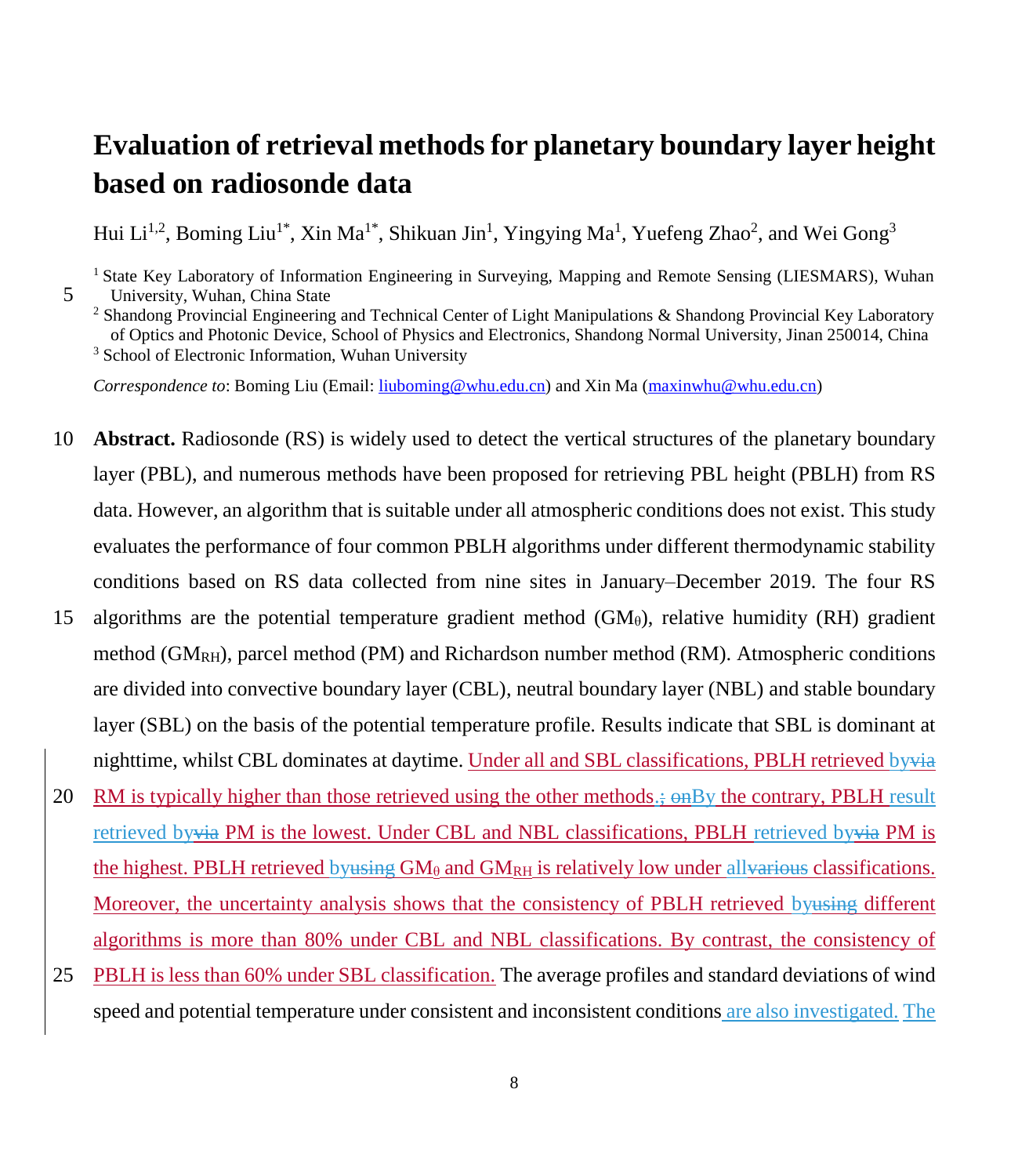# Evaluation of retrieval methods for planetary boundary layer height based on radiosonde data

Hui Li[1,2], Boming Liu[1*], Xin Ma[1*], Shikuan Jin[1], Yingying Ma[1], Yuefeng Zhao[2], and Wei Gong[3]

[1] State Key Laboratory of Information Engineering in Surveying, Mapping and Remote Sensing (LIESMARS), Wuhan University, Wuhan, China State

[2] Shandong Provincial Engineering and Technical Center of Light Manipulations & Shandong Provincial Key Laboratory of Optics and Photonic Device, School of Physics and Electronics, Shandong Normal University, Jinan 250014, China

[3] School of Electronic Information, Wuhan University

*Correspondence to*: Boming Liu (Email: liuboming@whu.edu.cn) and Xin Ma (maxinwhu@whu.edu.cn)

**Abstract.** Radiosonde (RS) is widely used to detect the vertical structures of the planetary boundary layer (PBL), and numerous methods have been proposed for retrieving PBL height (PBLH) from RS data. However, an algorithm that is suitable under all atmospheric conditions does not exist. This study evaluates the performance of four common PBLH algorithms under different thermodynamic stability conditions based on RS data collected from nine sites in January–December 2019. The four RS algorithms are the potential temperature gradient method ($GM_{\theta}$), relative humidity (RH) gradient method ($GM_{RH}$), parcel method (PM) and Richardson number method (RM). Atmospheric conditions are divided into convective boundary layer (CBL), neutral boundary layer (NBL) and stable boundary layer (SBL) on the basis of the potential temperature profile. Results indicate that SBL is dominant at nighttime, whilst CBL dominates at daytime. Under all and SBL classifications, PBLH retrieved byvia RM is typically higher than those retrieved using the other methods.; onBy the contrary, PBLH result retrieved byvia PM is the lowest. Under CBL and NBL classifications, PBLH retrieved byvia PM is the highest. PBLH retrieved byusing $GM_{\theta}$ and $GM_{RH}$ is relatively low under allvarious classifications. Moreover, the uncertainty analysis shows that the consistency of PBLH retrieved byusing different algorithms is more than 80% under CBL and NBL classifications. By contrast, the consistency of PBLH is less than 60% under SBL classification. The average profiles and standard deviations of wind speed and potential temperature under consistent and inconsistent conditions are also investigated. The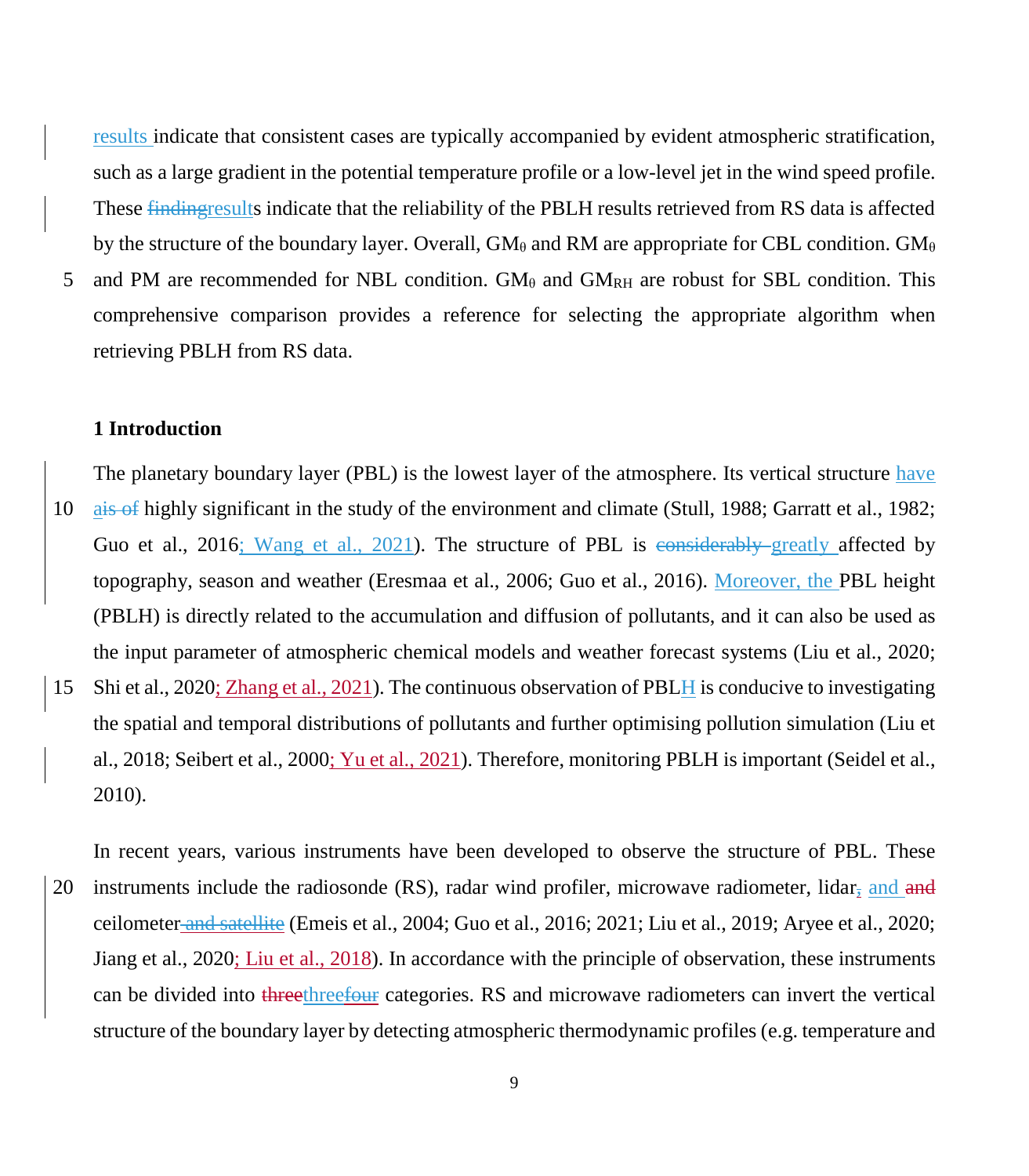results indicate that consistent cases are typically accompanied by evident atmospheric stratification, such as a large gradient in the potential temperature profile or a low-level jet in the wind speed profile. These findingresults indicate that the reliability of the PBLH results retrieved from RS data is affected by the structure of the boundary layer. Overall, $GM_{\theta}$ and RM are appropriate for CBL condition. $GM_{\theta}$ and PM are recommended for NBL condition. $GM_{\theta}$ and $GM_{RH}$ are robust for SBL condition. This comprehensive comparison provides a reference for selecting the appropriate algorithm when retrieving PBLH from RS data.

## 1 Introduction

The planetary boundary layer (PBL) is the lowest layer of the atmosphere. Its vertical structure have ais of highly significant in the study of the environment and climate (Stull, 1988; Garratt et al., 1982; Guo et al., 2016; Wang et al., 2021). The structure of PBL is considerably greatly affected by topography, season and weather (Eresmaa et al., 2006; Guo et al., 2016). Moreover, the PBL height (PBLH) is directly related to the accumulation and diffusion of pollutants, and it can also be used as the input parameter of atmospheric chemical models and weather forecast systems (Liu et al., 2020; Shi et al., 2020; Zhang et al., 2021). The continuous observation of PBLH is conducive to investigating the spatial and temporal distributions of pollutants and further optimising pollution simulation (Liu et al., 2018; Seibert et al., 2000; Yu et al., 2021). Therefore, monitoring PBLH is important (Seidel et al., 2010).

In recent years, various instruments have been developed to observe the structure of PBL. These instruments include the radiosonde (RS), radar wind profiler, microwave radiometer, lidar, and and ceilometer and satellite (Emeis et al., 2004; Guo et al., 2016; 2021; Liu et al., 2019; Aryee et al., 2020; Jiang et al., 2020; Liu et al., 2018). In accordance with the principle of observation, these instruments can be divided into threethreefour categories. RS and microwave radiometers can invert the vertical structure of the boundary layer by detecting atmospheric thermodynamic profiles (e.g. temperature and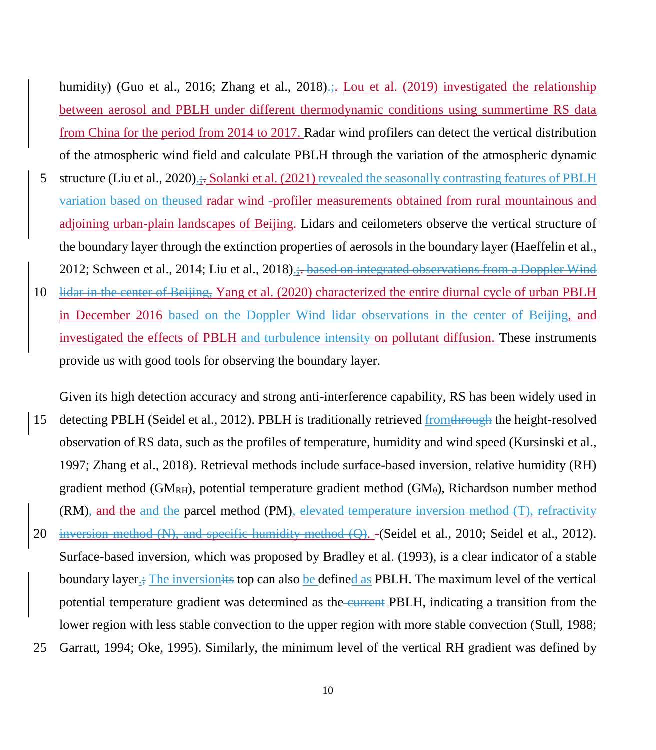humidity) (Guo et al., 2016; Zhang et al., 2018)~~;~~. Lou et al. (2019) investigated the relationship between aerosol and PBLH under different thermodynamic conditions using summertime RS data from China for the period from 2014 to 2017. Radar wind profilers can detect the vertical distribution of the atmospheric wind field and calculate PBLH through the variation of the atmospheric dynamic structure (Liu et al., 2020)~~;~~. Solanki et al. (2021) revealed the seasonally contrasting features of PBLH variation based on the~~used~~ radar wind-profiler measurements obtained from rural mountainous and adjoining urban-plain landscapes of Beijing. Lidars and ceilometers observe the vertical structure of the boundary layer through the extinction properties of aerosols in the boundary layer (Haeffelin et al., 2012; Schween et al., 2014; Liu et al., 2018)~~;~~. ~~based on integrated observations from a Doppler Wind lidar in the center of Beijing,~~ Yang et al. (2020) characterized the entire diurnal cycle of urban PBLH in December 2016 based on the Doppler Wind lidar observations in the center of Beijing, and investigated the effects of PBLH ~~and turbulence intensity~~ on pollutant diffusion. These instruments provide us with good tools for observing the boundary layer.

Given its high detection accuracy and strong anti-interference capability, RS has been widely used in detecting PBLH (Seidel et al., 2012). PBLH is traditionally retrieved from~~through~~ the height-resolved observation of RS data, such as the profiles of temperature, humidity and wind speed (Kursinski et al., 1997; Zhang et al., 2018). Retrieval methods include surface-based inversion, relative humidity (RH) gradient method ($GM_{RH}$), potential temperature gradient method ($GM_{\theta}$), Richardson number method (RM)~~, and the~~ and the parcel method (PM)~~, elevated temperature inversion method (T), refractivity inversion method (N), and specific humidity method (Q).~~ (Seidel et al., 2010; Seidel et al., 2012). Surface-based inversion, which was proposed by Bradley et al. (1993), is a clear indicator of a stable boundary layer~~;~~. The inversion~~its~~ top can also be defined as PBLH. The maximum level of the vertical potential temperature gradient was determined as the~~current~~ PBLH, indicating a transition from the lower region with less stable convection to the upper region with more stable convection (Stull, 1988; Garratt, 1994; Oke, 1995). Similarly, the minimum level of the vertical RH gradient was defined by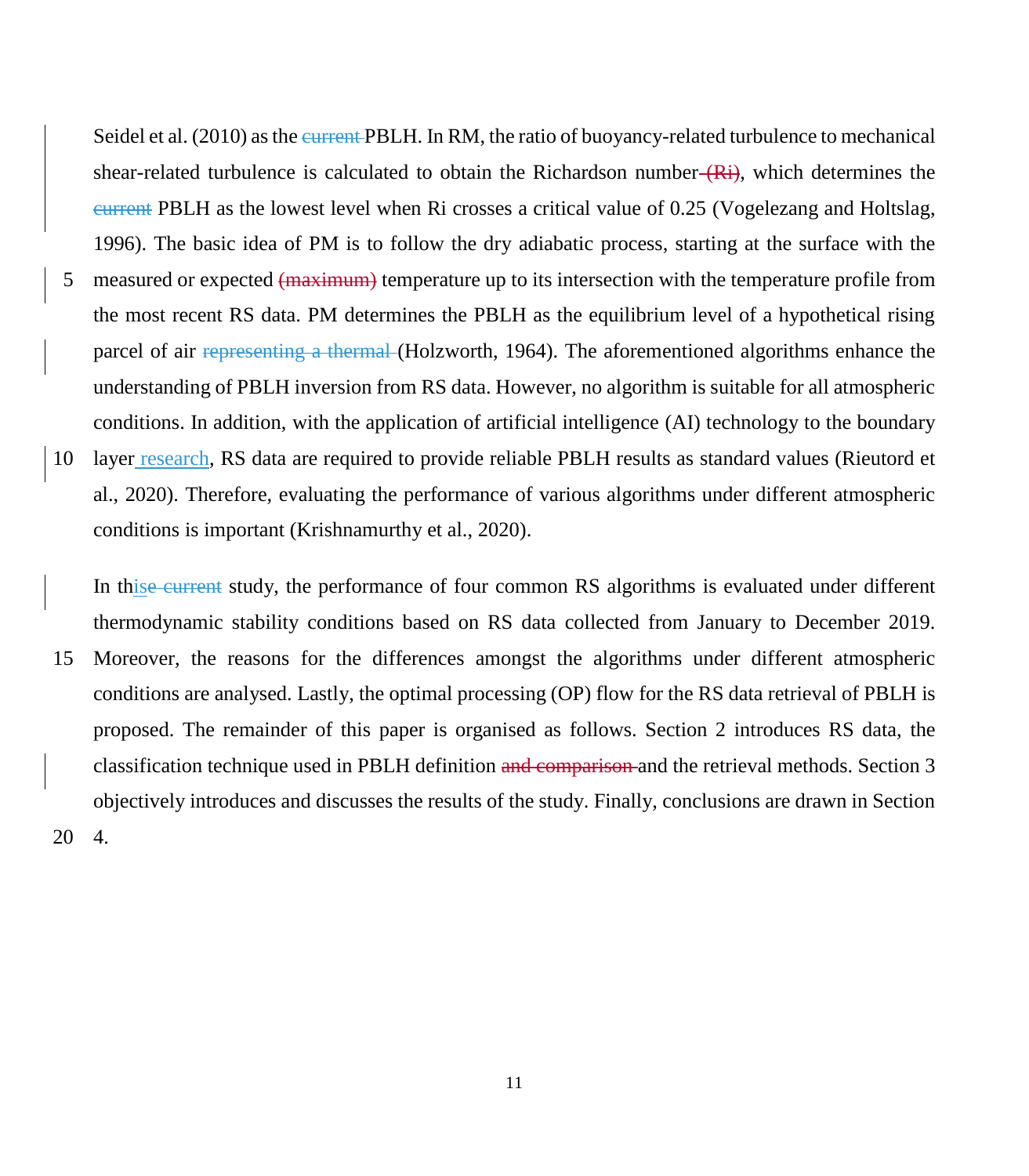Seidel et al. (2010) as the current PBLH. In RM, the ratio of buoyancy-related turbulence to mechanical shear-related turbulence is calculated to obtain the Richardson number (Ri), which determines the current PBLH as the lowest level when Ri crosses a critical value of 0.25 (Vogelezang and Holtslag, 1996). The basic idea of PM is to follow the dry adiabatic process, starting at the surface with the measured or expected (maximum) temperature up to its intersection with the temperature profile from the most recent RS data. PM determines the PBLH as the equilibrium level of a hypothetical rising parcel of air representing a thermal (Holzworth, 1964). The aforementioned algorithms enhance the understanding of PBLH inversion from RS data. However, no algorithm is suitable for all atmospheric conditions. In addition, with the application of artificial intelligence (AI) technology to the boundary layer research, RS data are required to provide reliable PBLH results as standard values (Rieutord et al., 2020). Therefore, evaluating the performance of various algorithms under different atmospheric conditions is important (Krishnamurthy et al., 2020).

In thise current study, the performance of four common RS algorithms is evaluated under different thermodynamic stability conditions based on RS data collected from January to December 2019. Moreover, the reasons for the differences amongst the algorithms under different atmospheric conditions are analysed. Lastly, the optimal processing (OP) flow for the RS data retrieval of PBLH is proposed. The remainder of this paper is organised as follows. Section 2 introduces RS data, the classification technique used in PBLH definition and comparison and the retrieval methods. Section 3 objectively introduces and discusses the results of the study. Finally, conclusions are drawn in Section 4.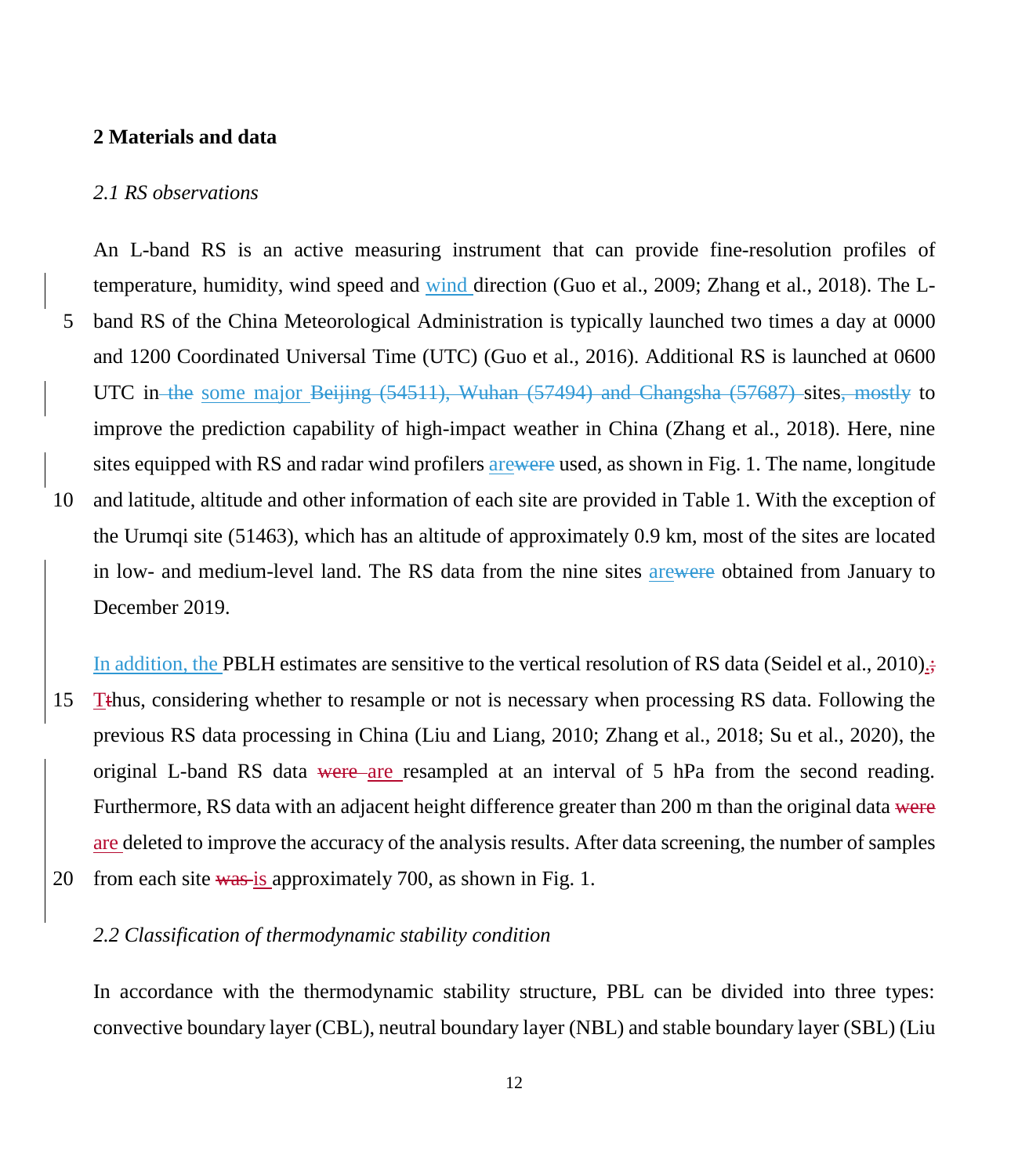## 2 Materials and data

### *2.1 RS observations*

An L-band RS is an active measuring instrument that can provide fine-resolution profiles of temperature, humidity, wind speed and wind direction (Guo et al., 2009; Zhang et al., 2018). The L-band RS of the China Meteorological Administration is typically launched two times a day at 0000 and 1200 Coordinated Universal Time (UTC) (Guo et al., 2016). Additional RS is launched at 0600 UTC in some major sites to improve the prediction capability of high-impact weather in China (Zhang et al., 2018). Here, nine sites equipped with RS and radar wind profilers are used, as shown in Fig. 1. The name, longitude and latitude, altitude and other information of each site are provided in Table 1. With the exception of the Urumqi site (51463), which has an altitude of approximately 0.9 km, most of the sites are located in low- and medium-level land. The RS data from the nine sites are obtained from January to December 2019.

In addition, the PBLH estimates are sensitive to the vertical resolution of RS data (Seidel et al., 2010). Thus, considering whether to resample or not is necessary when processing RS data. Following the previous RS data processing in China (Liu and Liang, 2010; Zhang et al., 2018; Su et al., 2020), the original L-band RS data are resampled at an interval of 5 hPa from the second reading. Furthermore, RS data with an adjacent height difference greater than 200 m than the original data are deleted to improve the accuracy of the analysis results. After data screening, the number of samples from each site is approximately 700, as shown in Fig. 1.

### *2.2 Classification of thermodynamic stability condition*

In accordance with the thermodynamic stability structure, PBL can be divided into three types: convective boundary layer (CBL), neutral boundary layer (NBL) and stable boundary layer (SBL) (Liu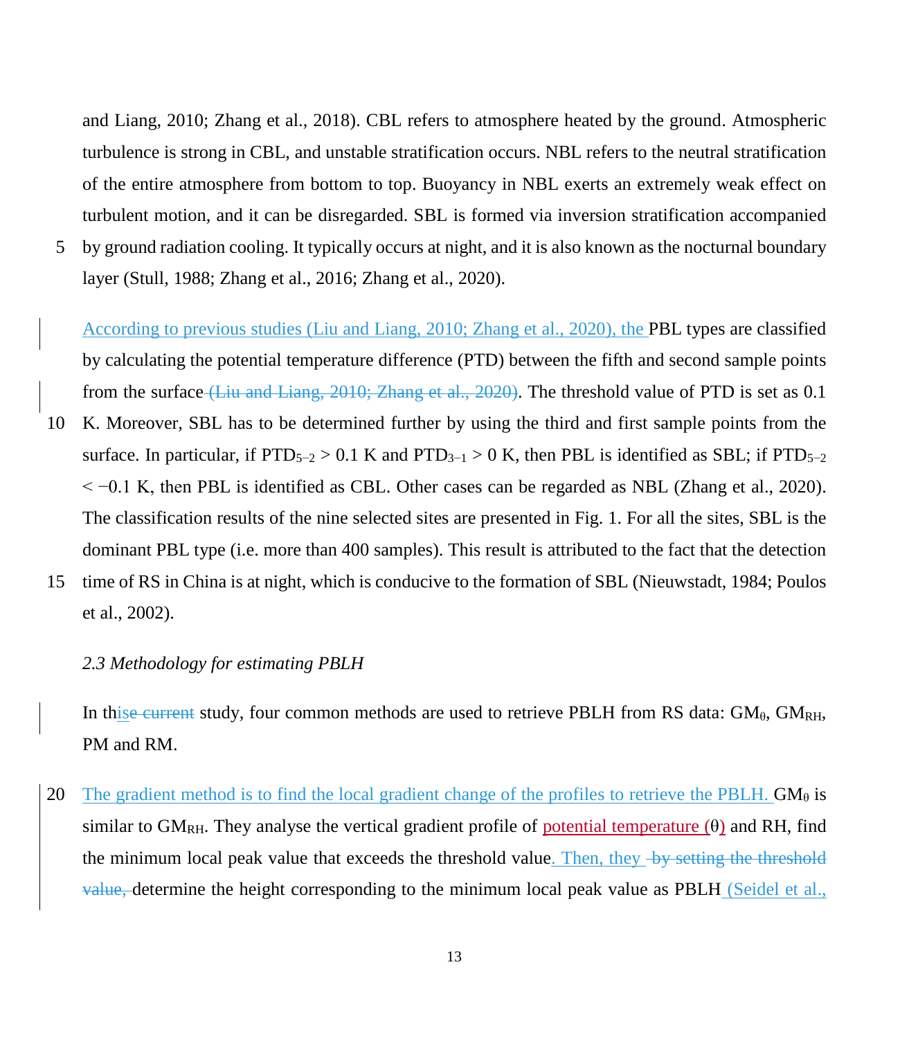and Liang, 2010; Zhang et al., 2018). CBL refers to atmosphere heated by the ground. Atmospheric turbulence is strong in CBL, and unstable stratification occurs. NBL refers to the neutral stratification of the entire atmosphere from bottom to top. Buoyancy in NBL exerts an extremely weak effect on turbulent motion, and it can be disregarded. SBL is formed via inversion stratification accompanied by ground radiation cooling. It typically occurs at night, and it is also known as the nocturnal boundary layer (Stull, 1988; Zhang et al., 2016; Zhang et al., 2020).

According to previous studies (Liu and Liang, 2010; Zhang et al., 2020), the PBL types are classified by calculating the potential temperature difference (PTD) between the fifth and second sample points from the surface ~~(Liu and Liang, 2010; Zhang et al., 2020)~~. The threshold value of PTD is set as 0.1 K. Moreover, SBL has to be determined further by using the third and first sample points from the surface. In particular, if $PTD_{5-2} > 0.1$ K and $PTD_{3-1} > 0$ K, then PBL is identified as SBL; if $PTD_{5-2} < -0.1$ K, then PBL is identified as CBL. Other cases can be regarded as NBL (Zhang et al., 2020). The classification results of the nine selected sites are presented in Fig. 1. For all the sites, SBL is the dominant PBL type (i.e. more than 400 samples). This result is attributed to the fact that the detection time of RS in China is at night, which is conducive to the formation of SBL (Nieuwstadt, 1984; Poulos et al., 2002).

*2.3 Methodology for estimating PBLH*

In this~~e current~~ study, four common methods are used to retrieve PBLH from RS data: $GM_{\theta}$, $GM_{RH}$, PM and RM.

The gradient method is to find the local gradient change of the profiles to retrieve the PBLH. $GM_{\theta}$ is similar to $GM_{RH}$. They analyse the vertical gradient profile of potential temperature ($\theta$) and RH, find the minimum local peak value that exceeds the threshold value. Then, they ~~by setting the threshold value,~~ determine the height corresponding to the minimum local peak value as PBLH (Seidel et al.,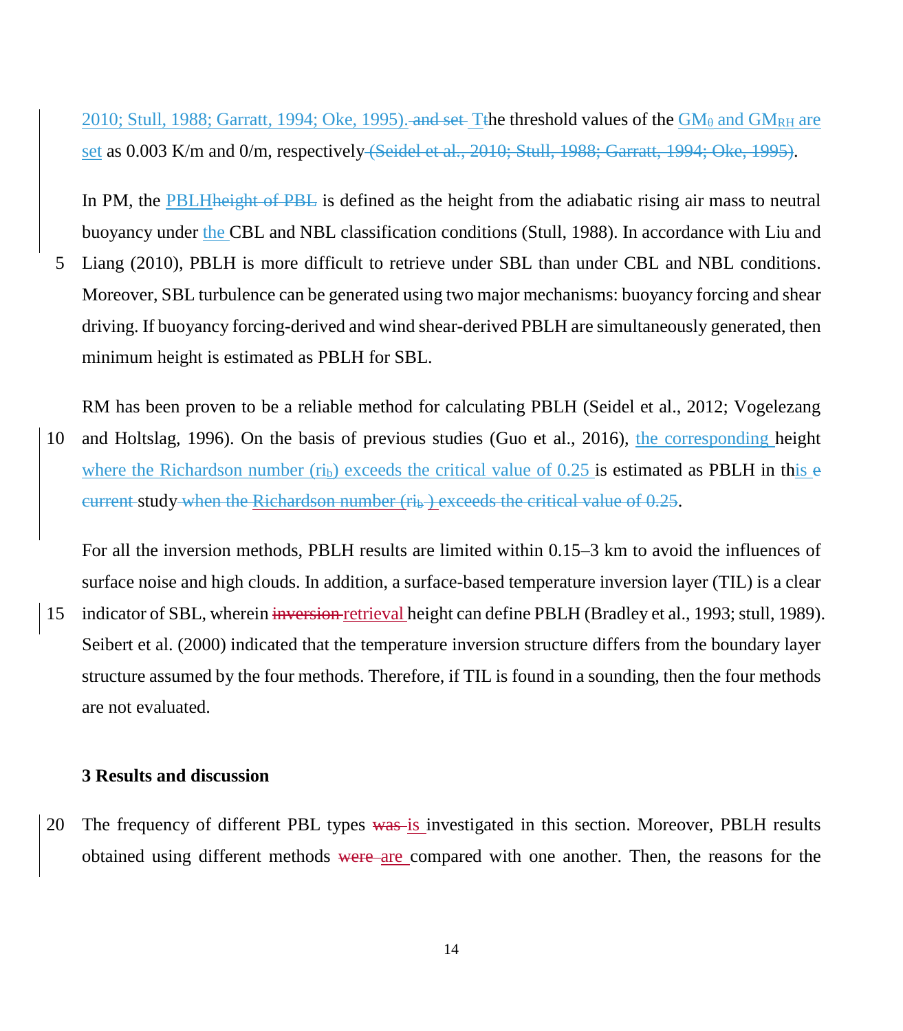2010; Stull, 1988; Garratt, 1994; Oke, 1995). The threshold values of the $GM_{\theta}$ and $GM_{RH}$ are set as 0.003 K/m and 0/m, respectively.

In PM, the PBLH is defined as the height from the adiabatic rising air mass to neutral buoyancy under the CBL and NBL classification conditions (Stull, 1988). In accordance with Liu and Liang (2010), PBLH is more difficult to retrieve under SBL than under CBL and NBL conditions. Moreover, SBL turbulence can be generated using two major mechanisms: buoyancy forcing and shear driving. If buoyancy forcing-derived and wind shear-derived PBLH are simultaneously generated, then minimum height is estimated as PBLH for SBL.

RM has been proven to be a reliable method for calculating PBLH (Seidel et al., 2012; Vogelezang and Holtslag, 1996). On the basis of previous studies (Guo et al., 2016), the corresponding height where the Richardson number ($ri_b$) exceeds the critical value of 0.25 is estimated as PBLH in this study.

For all the inversion methods, PBLH results are limited within 0.15–3 km to avoid the influences of surface noise and high clouds. In addition, a surface-based temperature inversion layer (TIL) is a clear indicator of SBL, wherein retrieval height can define PBLH (Bradley et al., 1993; stull, 1989). Seibert et al. (2000) indicated that the temperature inversion structure differs from the boundary layer structure assumed by the four methods. Therefore, if TIL is found in a sounding, then the four methods are not evaluated.

## 3 Results and discussion

The frequency of different PBL types is investigated in this section. Moreover, PBLH results obtained using different methods are compared with one another. Then, the reasons for the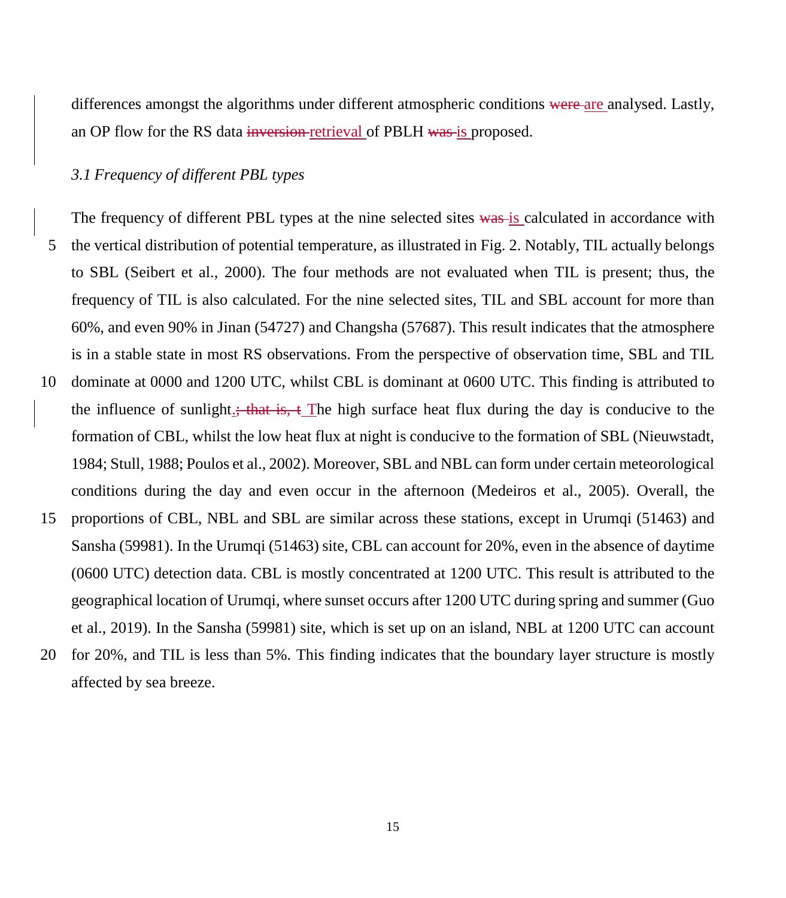differences amongst the algorithms under different atmospheric conditions ~~were~~ are analysed. Lastly, an OP flow for the RS data ~~inversion~~ retrieval of PBLH ~~was~~ is proposed.

*3.1 Frequency of different PBL types*

The frequency of different PBL types at the nine selected sites ~~was~~ is calculated in accordance with the vertical distribution of potential temperature, as illustrated in Fig. 2. Notably, TIL actually belongs to SBL (Seibert et al., 2000). The four methods are not evaluated when TIL is present; thus, the frequency of TIL is also calculated. For the nine selected sites, TIL and SBL account for more than 60%, and even 90% in Jinan (54727) and Changsha (57687). This result indicates that the atmosphere is in a stable state in most RS observations. From the perspective of observation time, SBL and TIL dominate at 0000 and 1200 UTC, whilst CBL is dominant at 0600 UTC. This finding is attributed to the influence of sunlight.~~; that is, t~~ The high surface heat flux during the day is conducive to the formation of CBL, whilst the low heat flux at night is conducive to the formation of SBL (Nieuwstadt, 1984; Stull, 1988; Poulos et al., 2002). Moreover, SBL and NBL can form under certain meteorological conditions during the day and even occur in the afternoon (Medeiros et al., 2005). Overall, the proportions of CBL, NBL and SBL are similar across these stations, except in Urumqi (51463) and Sansha (59981). In the Urumqi (51463) site, CBL can account for 20%, even in the absence of daytime (0600 UTC) detection data. CBL is mostly concentrated at 1200 UTC. This result is attributed to the geographical location of Urumqi, where sunset occurs after 1200 UTC during spring and summer (Guo et al., 2019). In the Sansha (59981) site, which is set up on an island, NBL at 1200 UTC can account for 20%, and TIL is less than 5%. This finding indicates that the boundary layer structure is mostly affected by sea breeze.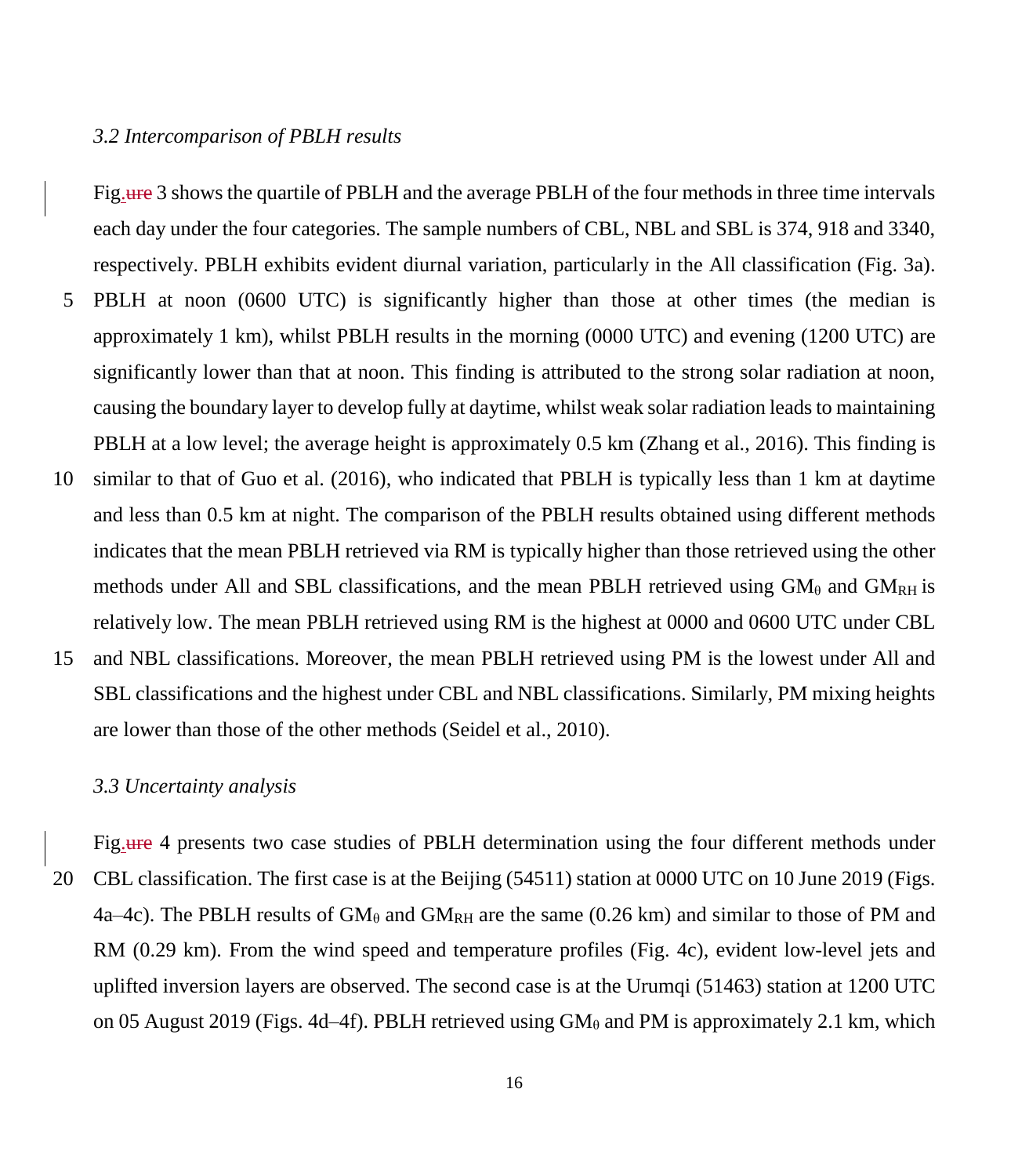### *3.2 Intercomparison of PBLH results*

Fig. 3 shows the quartile of PBLH and the average PBLH of the four methods in three time intervals each day under the four categories. The sample numbers of CBL, NBL and SBL is 374, 918 and 3340, respectively. PBLH exhibits evident diurnal variation, particularly in the All classification (Fig. 3a). PBLH at noon (0600 UTC) is significantly higher than those at other times (the median is approximately 1 km), whilst PBLH results in the morning (0000 UTC) and evening (1200 UTC) are significantly lower than that at noon. This finding is attributed to the strong solar radiation at noon, causing the boundary layer to develop fully at daytime, whilst weak solar radiation leads to maintaining PBLH at a low level; the average height is approximately 0.5 km (Zhang et al., 2016). This finding is similar to that of Guo et al. (2016), who indicated that PBLH is typically less than 1 km at daytime and less than 0.5 km at night. The comparison of the PBLH results obtained using different methods indicates that the mean PBLH retrieved via RM is typically higher than those retrieved using the other methods under All and SBL classifications, and the mean PBLH retrieved using $GM_{\theta}$ and $GM_{RH}$ is relatively low. The mean PBLH retrieved using RM is the highest at 0000 and 0600 UTC under CBL and NBL classifications. Moreover, the mean PBLH retrieved using PM is the lowest under All and SBL classifications and the highest under CBL and NBL classifications. Similarly, PM mixing heights are lower than those of the other methods (Seidel et al., 2010).

### *3.3 Uncertainty analysis*

Fig. 4 presents two case studies of PBLH determination using the four different methods under CBL classification. The first case is at the Beijing (54511) station at 0000 UTC on 10 June 2019 (Figs. 4a–4c). The PBLH results of $GM_{\theta}$ and $GM_{RH}$ are the same (0.26 km) and similar to those of PM and RM (0.29 km). From the wind speed and temperature profiles (Fig. 4c), evident low-level jets and uplifted inversion layers are observed. The second case is at the Urumqi (51463) station at 1200 UTC on 05 August 2019 (Figs. 4d–4f). PBLH retrieved using $GM_{\theta}$ and PM is approximately 2.1 km, which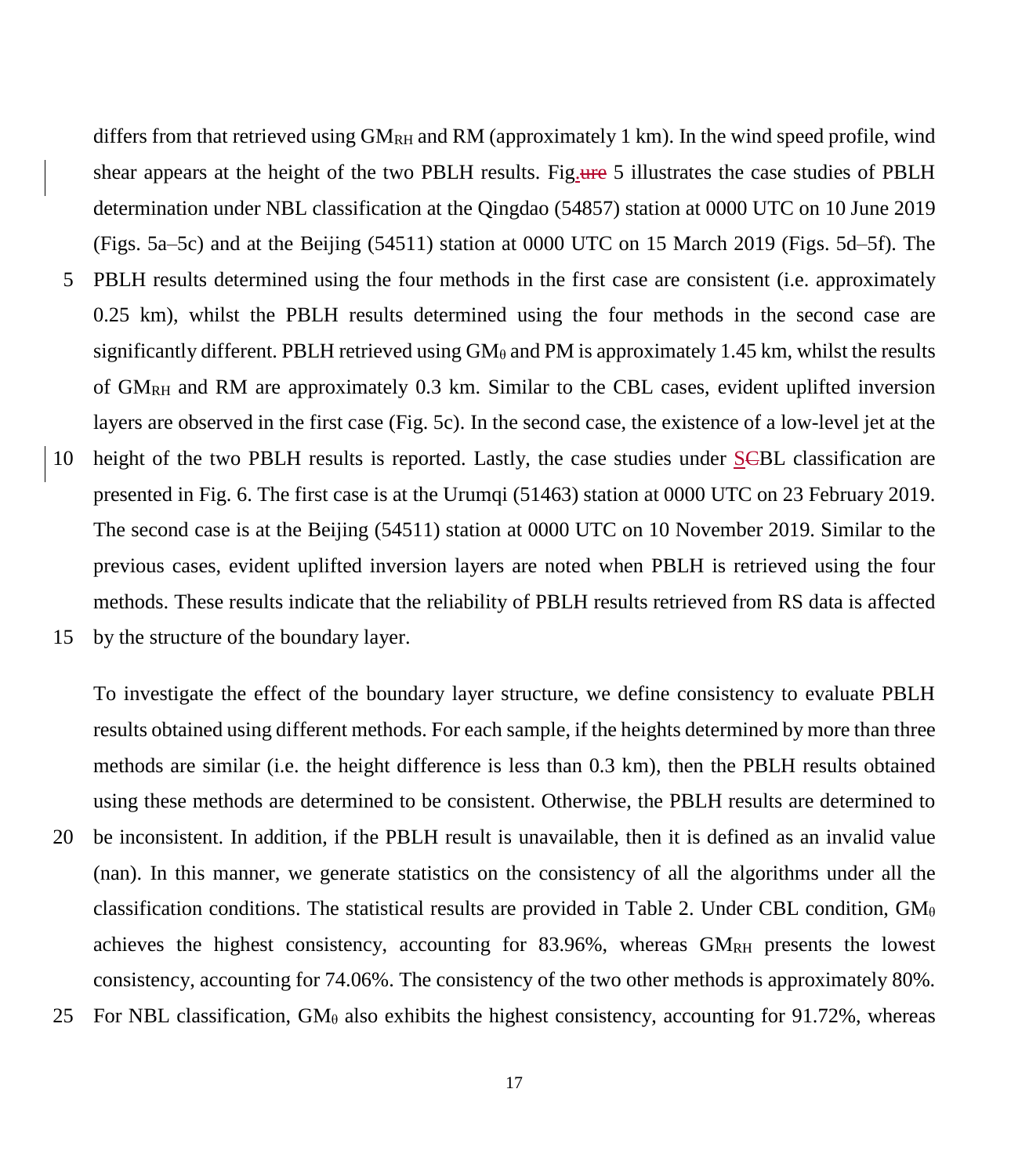differs from that retrieved using $GM_{RH}$ and RM (approximately 1 km). In the wind speed profile, wind shear appears at the height of the two PBLH results. Fig. 5 illustrates the case studies of PBLH determination under NBL classification at the Qingdao (54857) station at 0000 UTC on 10 June 2019 (Figs. 5a–5c) and at the Beijing (54511) station at 0000 UTC on 15 March 2019 (Figs. 5d–5f). The PBLH results determined using the four methods in the first case are consistent (i.e. approximately 0.25 km), whilst the PBLH results determined using the four methods in the second case are significantly different. PBLH retrieved using $GM_{\theta}$ and PM is approximately 1.45 km, whilst the results of $GM_{RH}$ and RM are approximately 0.3 km. Similar to the CBL cases, evident uplifted inversion layers are observed in the first case (Fig. 5c). In the second case, the existence of a low-level jet at the height of the two PBLH results is reported. Lastly, the case studies under SBL classification are presented in Fig. 6. The first case is at the Urumqi (51463) station at 0000 UTC on 23 February 2019. The second case is at the Beijing (54511) station at 0000 UTC on 10 November 2019. Similar to the previous cases, evident uplifted inversion layers are noted when PBLH is retrieved using the four methods. These results indicate that the reliability of PBLH results retrieved from RS data is affected by the structure of the boundary layer.

To investigate the effect of the boundary layer structure, we define consistency to evaluate PBLH results obtained using different methods. For each sample, if the heights determined by more than three methods are similar (i.e. the height difference is less than 0.3 km), then the PBLH results obtained using these methods are determined to be consistent. Otherwise, the PBLH results are determined to be inconsistent. In addition, if the PBLH result is unavailable, then it is defined as an invalid value (nan). In this manner, we generate statistics on the consistency of all the algorithms under all the classification conditions. The statistical results are provided in Table 2. Under CBL condition, $GM_{\theta}$ achieves the highest consistency, accounting for 83.96%, whereas $GM_{RH}$ presents the lowest consistency, accounting for 74.06%. The consistency of the two other methods is approximately 80%. For NBL classification, $GM_{\theta}$ also exhibits the highest consistency, accounting for 91.72%, whereas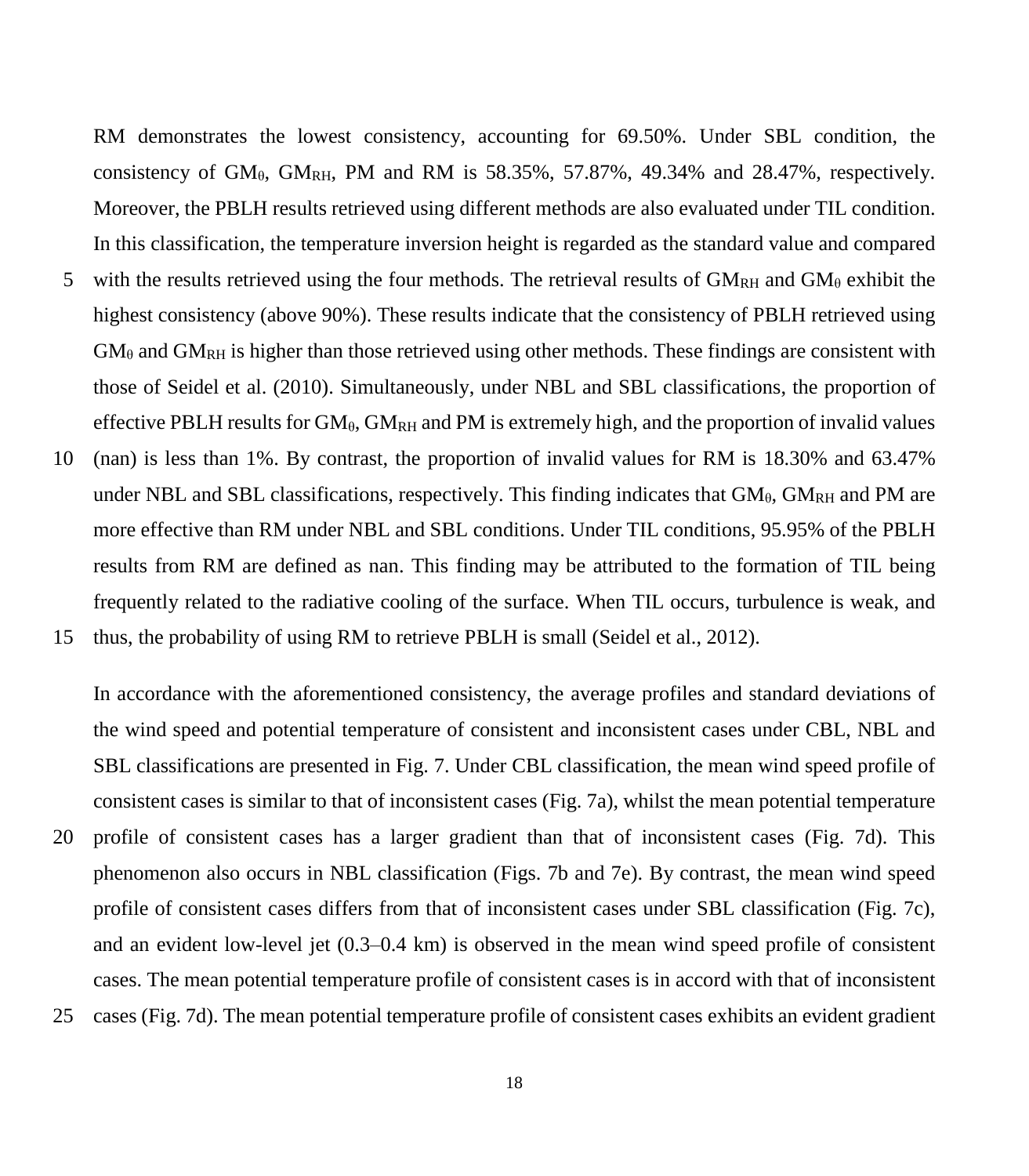RM demonstrates the lowest consistency, accounting for 69.50%. Under SBL condition, the consistency of $GM_{\theta}$, $GM_{RH}$, PM and RM is 58.35%, 57.87%, 49.34% and 28.47%, respectively. Moreover, the PBLH results retrieved using different methods are also evaluated under TIL condition. In this classification, the temperature inversion height is regarded as the standard value and compared with the results retrieved using the four methods. The retrieval results of $GM_{RH}$ and $GM_{\theta}$ exhibit the highest consistency (above 90%). These results indicate that the consistency of PBLH retrieved using $GM_{\theta}$ and $GM_{RH}$ is higher than those retrieved using other methods. These findings are consistent with those of Seidel et al. (2010). Simultaneously, under NBL and SBL classifications, the proportion of effective PBLH results for $GM_{\theta}$, $GM_{RH}$ and PM is extremely high, and the proportion of invalid values (nan) is less than 1%. By contrast, the proportion of invalid values for RM is 18.30% and 63.47% under NBL and SBL classifications, respectively. This finding indicates that $GM_{\theta}$, $GM_{RH}$ and PM are more effective than RM under NBL and SBL conditions. Under TIL conditions, 95.95% of the PBLH results from RM are defined as nan. This finding may be attributed to the formation of TIL being frequently related to the radiative cooling of the surface. When TIL occurs, turbulence is weak, and thus, the probability of using RM to retrieve PBLH is small (Seidel et al., 2012).

In accordance with the aforementioned consistency, the average profiles and standard deviations of the wind speed and potential temperature of consistent and inconsistent cases under CBL, NBL and SBL classifications are presented in Fig. 7. Under CBL classification, the mean wind speed profile of consistent cases is similar to that of inconsistent cases (Fig. 7a), whilst the mean potential temperature profile of consistent cases has a larger gradient than that of inconsistent cases (Fig. 7d). This phenomenon also occurs in NBL classification (Figs. 7b and 7e). By contrast, the mean wind speed profile of consistent cases differs from that of inconsistent cases under SBL classification (Fig. 7c), and an evident low-level jet (0.3–0.4 km) is observed in the mean wind speed profile of consistent cases. The mean potential temperature profile of consistent cases is in accord with that of inconsistent cases (Fig. 7d). The mean potential temperature profile of consistent cases exhibits an evident gradient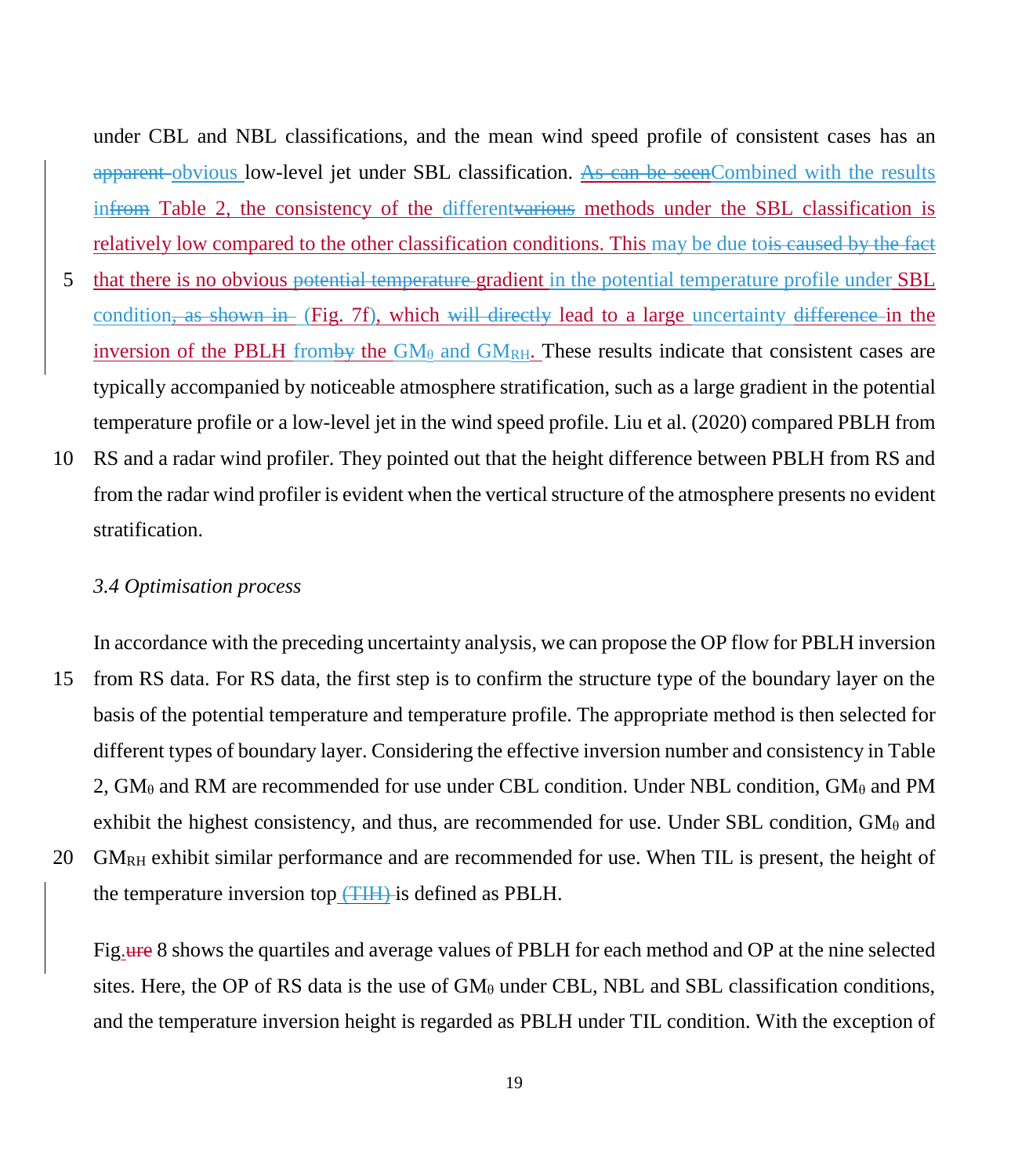under CBL and NBL classifications, and the mean wind speed profile of consistent cases has an ~~apparent~~ obvious low-level jet under SBL classification. ~~As can be seen~~Combined with the results in~~from~~ Table 2, the consistency of the different~~various~~ methods under the SBL classification is relatively low compared to the other classification conditions. This may be due to~~is caused by the fact~~ that there is no obvious ~~potential temperature~~ gradient in the potential temperature profile under SBL condition~~, as shown in~~ (Fig. 7f), which ~~will directly~~ lead to a large uncertainty ~~difference~~ in the inversion of the PBLH from~~by~~ the $GM_{\theta}$ and $GM_{RH}$. These results indicate that consistent cases are typically accompanied by noticeable atmosphere stratification, such as a large gradient in the potential temperature profile or a low-level jet in the wind speed profile. Liu et al. (2020) compared PBLH from RS and a radar wind profiler. They pointed out that the height difference between PBLH from RS and from the radar wind profiler is evident when the vertical structure of the atmosphere presents no evident stratification.

### *3.4 Optimisation process*

In accordance with the preceding uncertainty analysis, we can propose the OP flow for PBLH inversion from RS data. For RS data, the first step is to confirm the structure type of the boundary layer on the basis of the potential temperature and temperature profile. The appropriate method is then selected for different types of boundary layer. Considering the effective inversion number and consistency in Table 2, $GM_{\theta}$ and RM are recommended for use under CBL condition. Under NBL condition, $GM_{\theta}$ and PM exhibit the highest consistency, and thus, are recommended for use. Under SBL condition, $GM_{\theta}$ and $GM_{RH}$ exhibit similar performance and are recommended for use. When TIL is present, the height of the temperature inversion top ~~(TIH)~~ is defined as PBLH.

Fig.~~ure~~ 8 shows the quartiles and average values of PBLH for each method and OP at the nine selected sites. Here, the OP of RS data is the use of $GM_{\theta}$ under CBL, NBL and SBL classification conditions, and the temperature inversion height is regarded as PBLH under TIL condition. With the exception of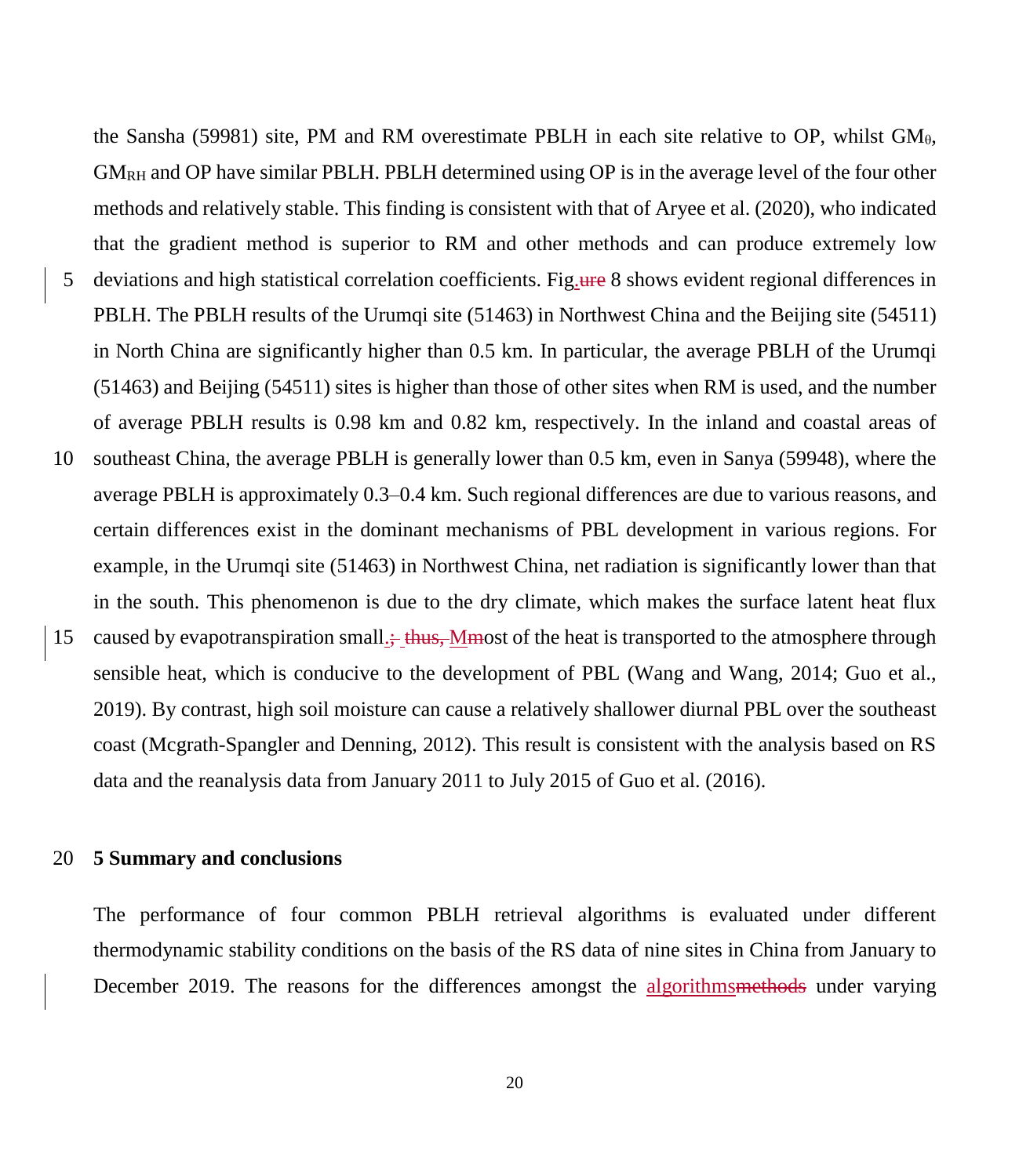the Sansha (59981) site, PM and RM overestimate PBLH in each site relative to OP, whilst $GM_{\theta}$, $GM_{RH}$ and OP have similar PBLH. PBLH determined using OP is in the average level of the four other methods and relatively stable. This finding is consistent with that of Aryee et al. (2020), who indicated that the gradient method is superior to RM and other methods and can produce extremely low deviations and high statistical correlation coefficients. Fig.ure 8 shows evident regional differences in PBLH. The PBLH results of the Urumqi site (51463) in Northwest China and the Beijing site (54511) in North China are significantly higher than 0.5 km. In particular, the average PBLH of the Urumqi (51463) and Beijing (54511) sites is higher than those of other sites when RM is used, and the number of average PBLH results is 0.98 km and 0.82 km, respectively. In the inland and coastal areas of southeast China, the average PBLH is generally lower than 0.5 km, even in Sanya (59948), where the average PBLH is approximately 0.3–0.4 km. Such regional differences are due to various reasons, and certain differences exist in the dominant mechanisms of PBL development in various regions. For example, in the Urumqi site (51463) in Northwest China, net radiation is significantly lower than that in the south. This phenomenon is due to the dry climate, which makes the surface latent heat flux caused by evapotranspiration small.; thus, MMost of the heat is transported to the atmosphere through sensible heat, which is conducive to the development of PBL (Wang and Wang, 2014; Guo et al., 2019). By contrast, high soil moisture can cause a relatively shallower diurnal PBL over the southeast coast (Mcgrath-Spangler and Denning, 2012). This result is consistent with the analysis based on RS data and the reanalysis data from January 2011 to July 2015 of Guo et al. (2016).

## 5 Summary and conclusions

The performance of four common PBLH retrieval algorithms is evaluated under different thermodynamic stability conditions on the basis of the RS data of nine sites in China from January to December 2019. The reasons for the differences amongst the algorithmsmethods under varying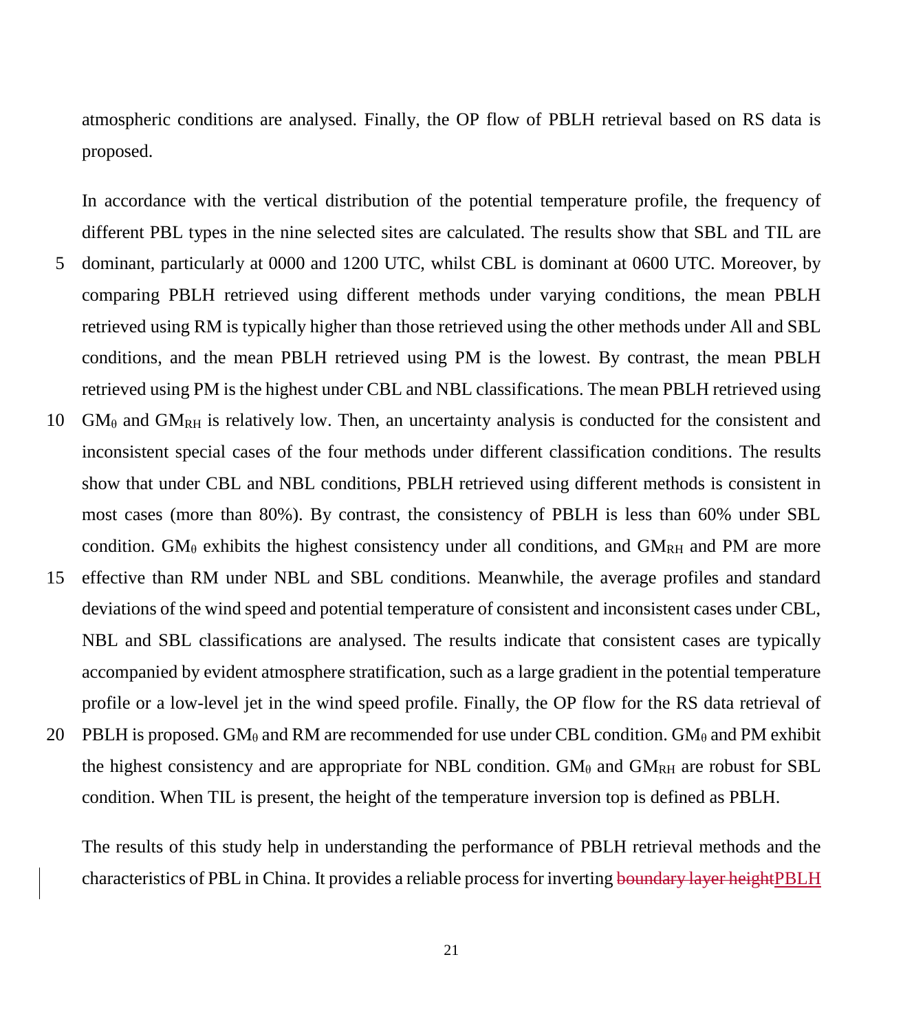atmospheric conditions are analysed. Finally, the OP flow of PBLH retrieval based on RS data is proposed.

In accordance with the vertical distribution of the potential temperature profile, the frequency of different PBL types in the nine selected sites are calculated. The results show that SBL and TIL are dominant, particularly at 0000 and 1200 UTC, whilst CBL is dominant at 0600 UTC. Moreover, by comparing PBLH retrieved using different methods under varying conditions, the mean PBLH retrieved using RM is typically higher than those retrieved using the other methods under All and SBL conditions, and the mean PBLH retrieved using PM is the lowest. By contrast, the mean PBLH retrieved using PM is the highest under CBL and NBL classifications. The mean PBLH retrieved using $GM_{\theta}$ and $GM_{RH}$ is relatively low. Then, an uncertainty analysis is conducted for the consistent and inconsistent special cases of the four methods under different classification conditions. The results show that under CBL and NBL conditions, PBLH retrieved using different methods is consistent in most cases (more than 80%). By contrast, the consistency of PBLH is less than 60% under SBL condition. $GM_{\theta}$ exhibits the highest consistency under all conditions, and $GM_{RH}$ and PM are more effective than RM under NBL and SBL conditions. Meanwhile, the average profiles and standard deviations of the wind speed and potential temperature of consistent and inconsistent cases under CBL, NBL and SBL classifications are analysed. The results indicate that consistent cases are typically accompanied by evident atmosphere stratification, such as a large gradient in the potential temperature profile or a low-level jet in the wind speed profile. Finally, the OP flow for the RS data retrieval of PBLH is proposed. $GM_{\theta}$ and RM are recommended for use under CBL condition. $GM_{\theta}$ and PM exhibit the highest consistency and are appropriate for NBL condition. $GM_{\theta}$ and $GM_{RH}$ are robust for SBL condition. When TIL is present, the height of the temperature inversion top is defined as PBLH.

The results of this study help in understanding the performance of PBLH retrieval methods and the characteristics of PBL in China. It provides a reliable process for inverting ~~boundary layer height~~PBLH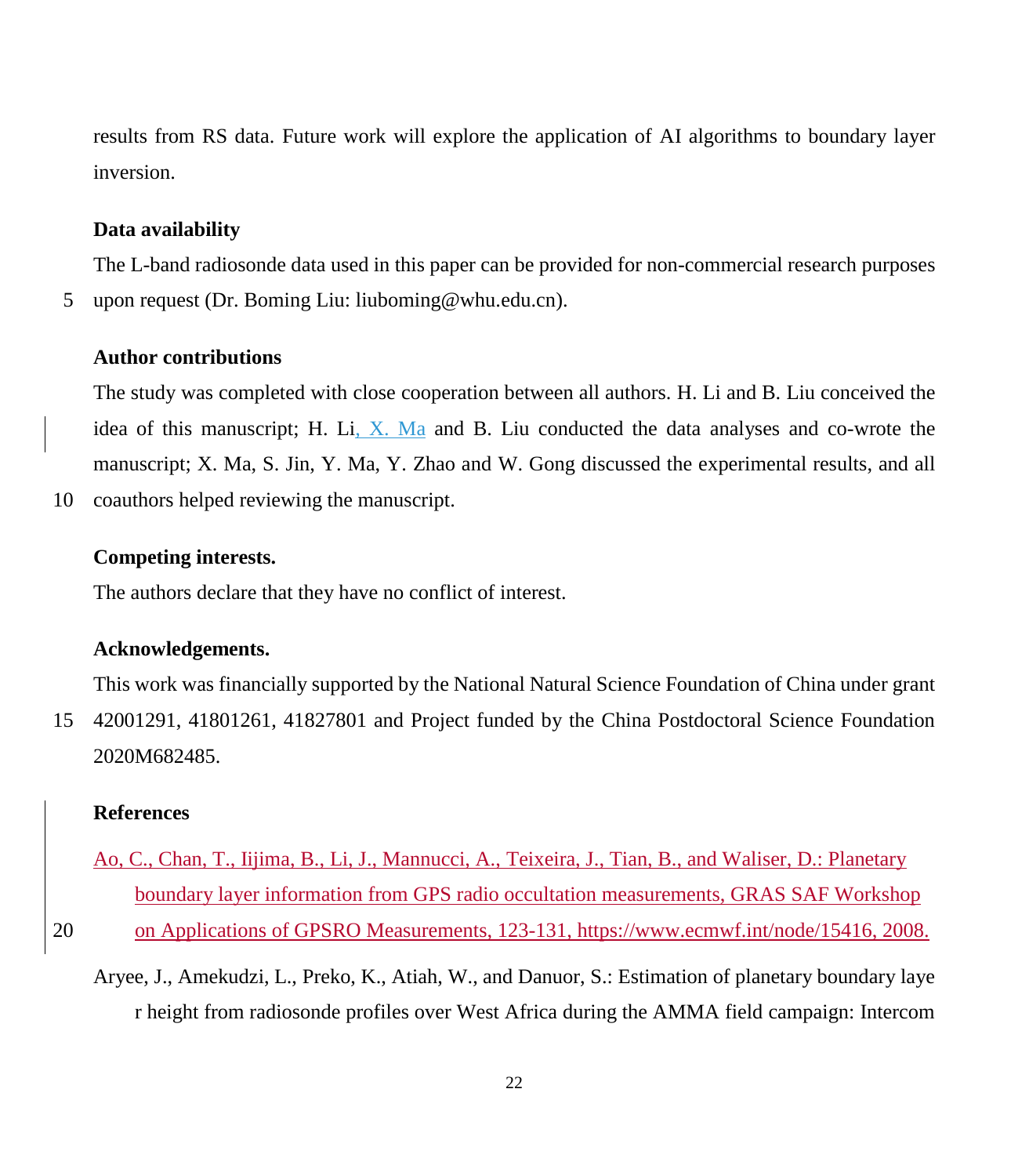results from RS data. Future work will explore the application of AI algorithms to boundary layer inversion.

**Data availability**

The L-band radiosonde data used in this paper can be provided for non-commercial research purposes upon request (Dr. Boming Liu: liuboming@whu.edu.cn).

**Author contributions**

The study was completed with close cooperation between all authors. H. Li and B. Liu conceived the idea of this manuscript; H. Li, X. Ma and B. Liu conducted the data analyses and co-wrote the manuscript; X. Ma, S. Jin, Y. Ma, Y. Zhao and W. Gong discussed the experimental results, and all coauthors helped reviewing the manuscript.

**Competing interests.**

The authors declare that they have no conflict of interest.

**Acknowledgements.**

This work was financially supported by the National Natural Science Foundation of China under grant 42001291, 41801261, 41827801 and Project funded by the China Postdoctoral Science Foundation 2020M682485.

**References**

Ao, C., Chan, T., Iijima, B., Li, J., Mannucci, A., Teixeira, J., Tian, B., and Waliser, D.: Planetary boundary layer information from GPS radio occultation measurements, GRAS SAF Workshop on Applications of GPSRO Measurements, 123-131, https://www.ecmwf.int/node/15416, 2008.

Aryee, J., Amekudzi, L., Preko, K., Atiah, W., and Danuor, S.: Estimation of planetary boundary layer height from radiosonde profiles over West Africa during the AMMA field campaign: Intercom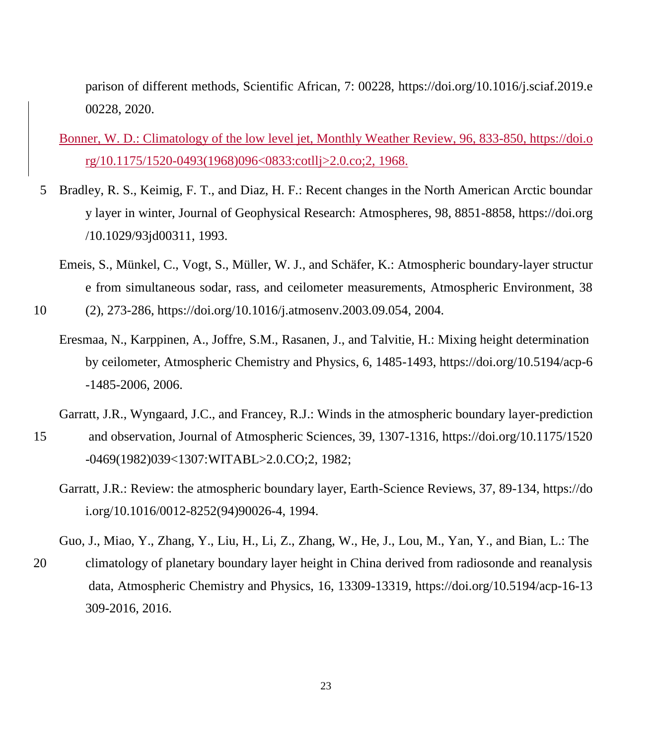parison of different methods, Scientific African, 7: 00228, https://doi.org/10.1016/j.sciaf.2019.e00228, 2020.

Bonner, W. D.: Climatology of the low level jet, Monthly Weather Review, 96, 833-850, https://doi.org/10.1175/1520-0493(1968)096<0833:cotllj>2.0.co;2, 1968.

Bradley, R. S., Keimig, F. T., and Diaz, H. F.: Recent changes in the North American Arctic boundary layer in winter, Journal of Geophysical Research: Atmospheres, 98, 8851-8858, https://doi.org/10.1029/93jd00311, 1993.

Emeis, S., Münkel, C., Vogt, S., Müller, W. J., and Schäfer, K.: Atmospheric boundary-layer structure from simultaneous sodar, rass, and ceilometer measurements, Atmospheric Environment, 38 (2), 273-286, https://doi.org/10.1016/j.atmosenv.2003.09.054, 2004.

Eresmaa, N., Karppinen, A., Joffre, S.M., Rasanen, J., and Talvitie, H.: Mixing height determination by ceilometer, Atmospheric Chemistry and Physics, 6, 1485-1493, https://doi.org/10.5194/acp-6-1485-2006, 2006.

Garratt, J.R., Wyngaard, J.C., and Francey, R.J.: Winds in the atmospheric boundary layer-prediction and observation, Journal of Atmospheric Sciences, 39, 1307-1316, https://doi.org/10.1175/1520-0469(1982)039<1307:WITABL>2.0.CO;2, 1982;

Garratt, J.R.: Review: the atmospheric boundary layer, Earth-Science Reviews, 37, 89-134, https://doi.org/10.1016/0012-8252(94)90026-4, 1994.

Guo, J., Miao, Y., Zhang, Y., Liu, H., Li, Z., Zhang, W., He, J., Lou, M., Yan, Y., and Bian, L.: The climatology of planetary boundary layer height in China derived from radiosonde and reanalysis data, Atmospheric Chemistry and Physics, 16, 13309-13319, https://doi.org/10.5194/acp-16-13309-2016, 2016.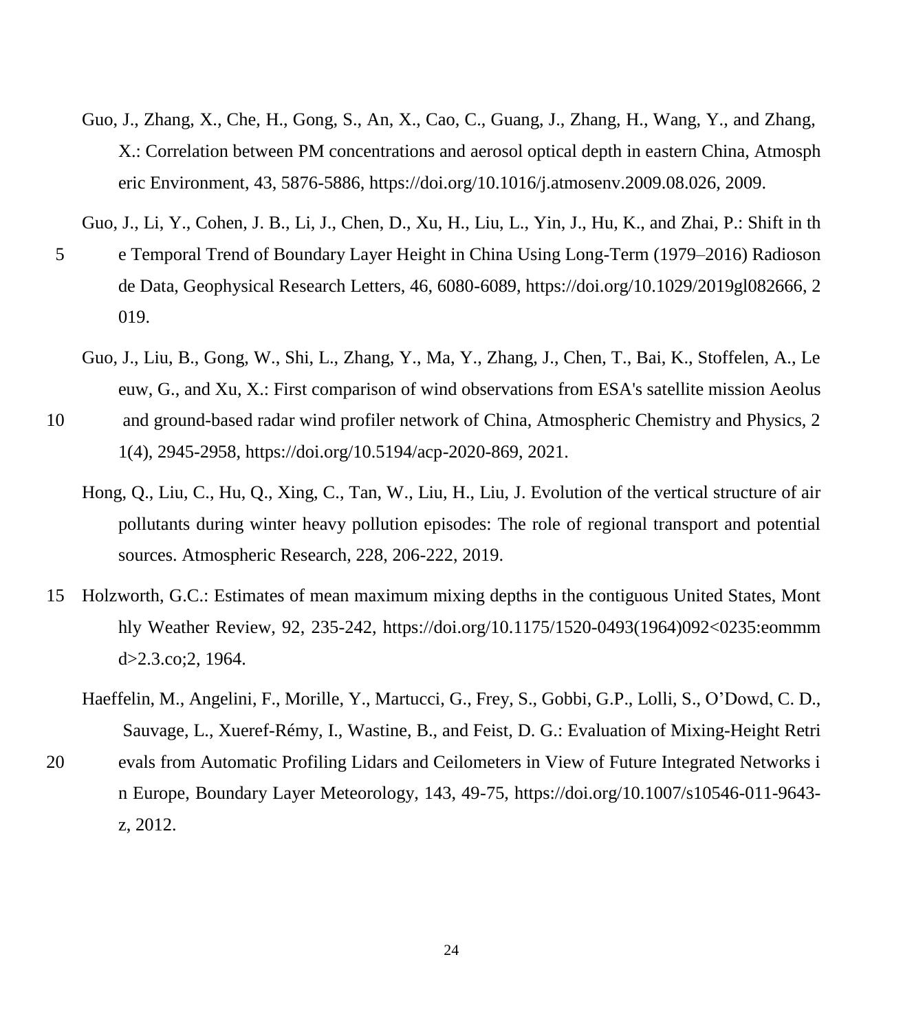Guo, J., Zhang, X., Che, H., Gong, S., An, X., Cao, C., Guang, J., Zhang, H., Wang, Y., and Zhang, X.: Correlation between PM concentrations and aerosol optical depth in eastern China, Atmospheric Environment, 43, 5876-5886, https://doi.org/10.1016/j.atmosenv.2009.08.026, 2009.

Guo, J., Li, Y., Cohen, J. B., Li, J., Chen, D., Xu, H., Liu, L., Yin, J., Hu, K., and Zhai, P.: Shift in the Temporal Trend of Boundary Layer Height in China Using Long-Term (1979–2016) Radiosonde Data, Geophysical Research Letters, 46, 6080-6089, https://doi.org/10.1029/2019gl082666, 2019.

Guo, J., Liu, B., Gong, W., Shi, L., Zhang, Y., Ma, Y., Zhang, J., Chen, T., Bai, K., Stoffelen, A., Leeuw, G., and Xu, X.: First comparison of wind observations from ESA's satellite mission Aeolus and ground-based radar wind profiler network of China, Atmospheric Chemistry and Physics, 21(4), 2945-2958, https://doi.org/10.5194/acp-2020-869, 2021.

Hong, Q., Liu, C., Hu, Q., Xing, C., Tan, W., Liu, H., Liu, J. Evolution of the vertical structure of air pollutants during winter heavy pollution episodes: The role of regional transport and potential sources. Atmospheric Research, 228, 206-222, 2019.

Holzworth, G.C.: Estimates of mean maximum mixing depths in the contiguous United States, Monthly Weather Review, 92, 235-242, https://doi.org/10.1175/1520-0493(1964)092<0235:eommmd>2.3.co;2, 1964.

Haeffelin, M., Angelini, F., Morille, Y., Martucci, G., Frey, S., Gobbi, G.P., Lolli, S., O'Dowd, C. D., Sauvage, L., Xueref-Rémy, I., Wastine, B., and Feist, D. G.: Evaluation of Mixing-Height Retrievals from Automatic Profiling Lidars and Ceilometers in View of Future Integrated Networks in Europe, Boundary Layer Meteorology, 143, 49-75, https://doi.org/10.1007/s10546-011-9643-z, 2012.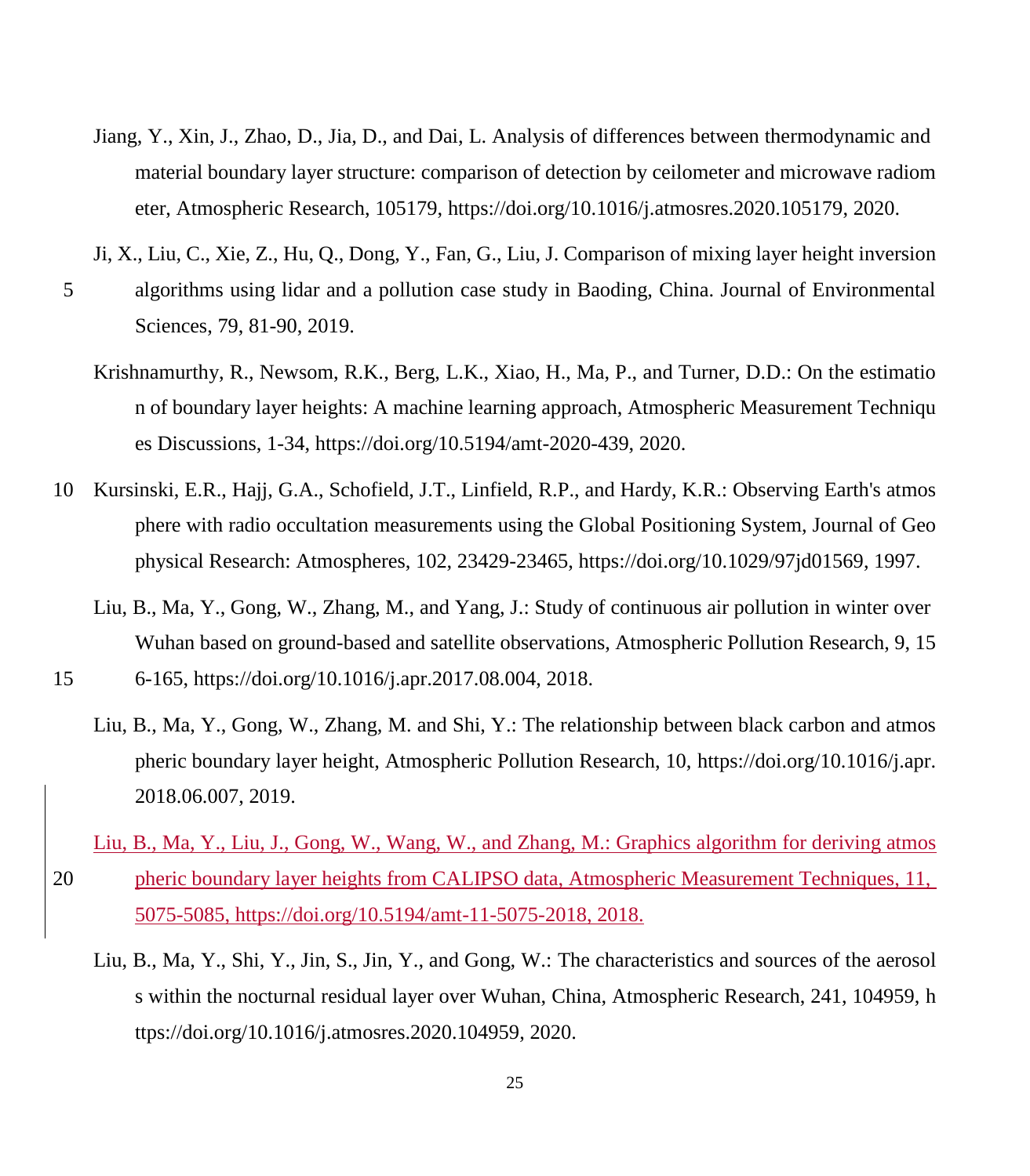Jiang, Y., Xin, J., Zhao, D., Jia, D., and Dai, L. Analysis of differences between thermodynamic and material boundary layer structure: comparison of detection by ceilometer and microwave radiometer, Atmospheric Research, 105179, https://doi.org/10.1016/j.atmosres.2020.105179, 2020.

Ji, X., Liu, C., Xie, Z., Hu, Q., Dong, Y., Fan, G., Liu, J. Comparison of mixing layer height inversion algorithms using lidar and a pollution case study in Baoding, China. Journal of Environmental Sciences, 79, 81-90, 2019.

Krishnamurthy, R., Newsom, R.K., Berg, L.K., Xiao, H., Ma, P., and Turner, D.D.: On the estimation of boundary layer heights: A machine learning approach, Atmospheric Measurement Techniques Discussions, 1-34, https://doi.org/10.5194/amt-2020-439, 2020.

Kursinski, E.R., Hajj, G.A., Schofield, J.T., Linfield, R.P., and Hardy, K.R.: Observing Earth's atmosphere with radio occultation measurements using the Global Positioning System, Journal of Geophysical Research: Atmospheres, 102, 23429-23465, https://doi.org/10.1029/97jd01569, 1997.

Liu, B., Ma, Y., Gong, W., Zhang, M., and Yang, J.: Study of continuous air pollution in winter over Wuhan based on ground-based and satellite observations, Atmospheric Pollution Research, 9, 156-165, https://doi.org/10.1016/j.apr.2017.08.004, 2018.

Liu, B., Ma, Y., Gong, W., Zhang, M. and Shi, Y.: The relationship between black carbon and atmospheric boundary layer height, Atmospheric Pollution Research, 10, https://doi.org/10.1016/j.apr.2018.06.007, 2019.

Liu, B., Ma, Y., Liu, J., Gong, W., Wang, W., and Zhang, M.: Graphics algorithm for deriving atmospheric boundary layer heights from CALIPSO data, Atmospheric Measurement Techniques, 11, 5075-5085, https://doi.org/10.5194/amt-11-5075-2018, 2018.

Liu, B., Ma, Y., Shi, Y., Jin, S., Jin, Y., and Gong, W.: The characteristics and sources of the aerosols within the nocturnal residual layer over Wuhan, China, Atmospheric Research, 241, 104959, https://doi.org/10.1016/j.atmosres.2020.104959, 2020.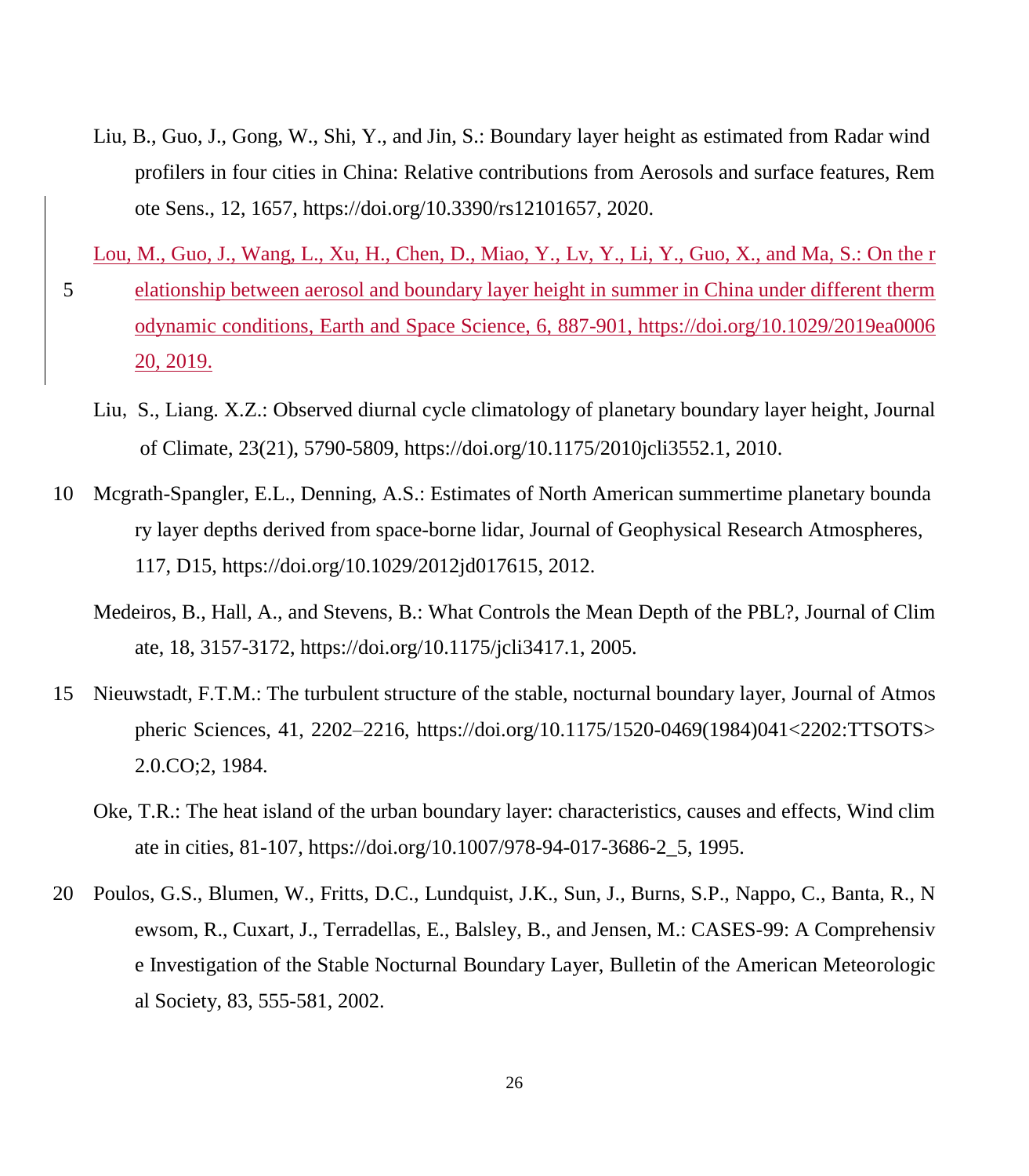Liu, B., Guo, J., Gong, W., Shi, Y., and Jin, S.: Boundary layer height as estimated from Radar wind profilers in four cities in China: Relative contributions from Aerosols and surface features, Remote Sens., 12, 1657, https://doi.org/10.3390/rs12101657, 2020.

Lou, M., Guo, J., Wang, L., Xu, H., Chen, D., Miao, Y., Lv, Y., Li, Y., Guo, X., and Ma, S.: On the relationship between aerosol and boundary layer height in summer in China under different thermodynamic conditions, Earth and Space Science, 6, 887-901, https://doi.org/10.1029/2019ea000620, 2019.

Liu, S., Liang. X.Z.: Observed diurnal cycle climatology of planetary boundary layer height, Journal of Climate, 23(21), 5790-5809, https://doi.org/10.1175/2010jcli3552.1, 2010.

Mcgrath-Spangler, E.L., Denning, A.S.: Estimates of North American summertime planetary boundary layer depths derived from space-borne lidar, Journal of Geophysical Research Atmospheres, 117, D15, https://doi.org/10.1029/2012jd017615, 2012.

Medeiros, B., Hall, A., and Stevens, B.: What Controls the Mean Depth of the PBL?, Journal of Climate, 18, 3157-3172, https://doi.org/10.1175/jcli3417.1, 2005.

Nieuwstadt, F.T.M.: The turbulent structure of the stable, nocturnal boundary layer, Journal of Atmospheric Sciences, 41, 2202–2216, https://doi.org/10.1175/1520-0469(1984)041<2202:TTSOTS>2.0.CO;2, 1984.

Oke, T.R.: The heat island of the urban boundary layer: characteristics, causes and effects, Wind climate in cities, 81-107, https://doi.org/10.1007/978-94-017-3686-2_5, 1995.

Poulos, G.S., Blumen, W., Fritts, D.C., Lundquist, J.K., Sun, J., Burns, S.P., Nappo, C., Banta, R., Newsom, R., Cuxart, J., Terradellas, E., Balsley, B., and Jensen, M.: CASES-99: A Comprehensive Investigation of the Stable Nocturnal Boundary Layer, Bulletin of the American Meteorological Society, 83, 555-581, 2002.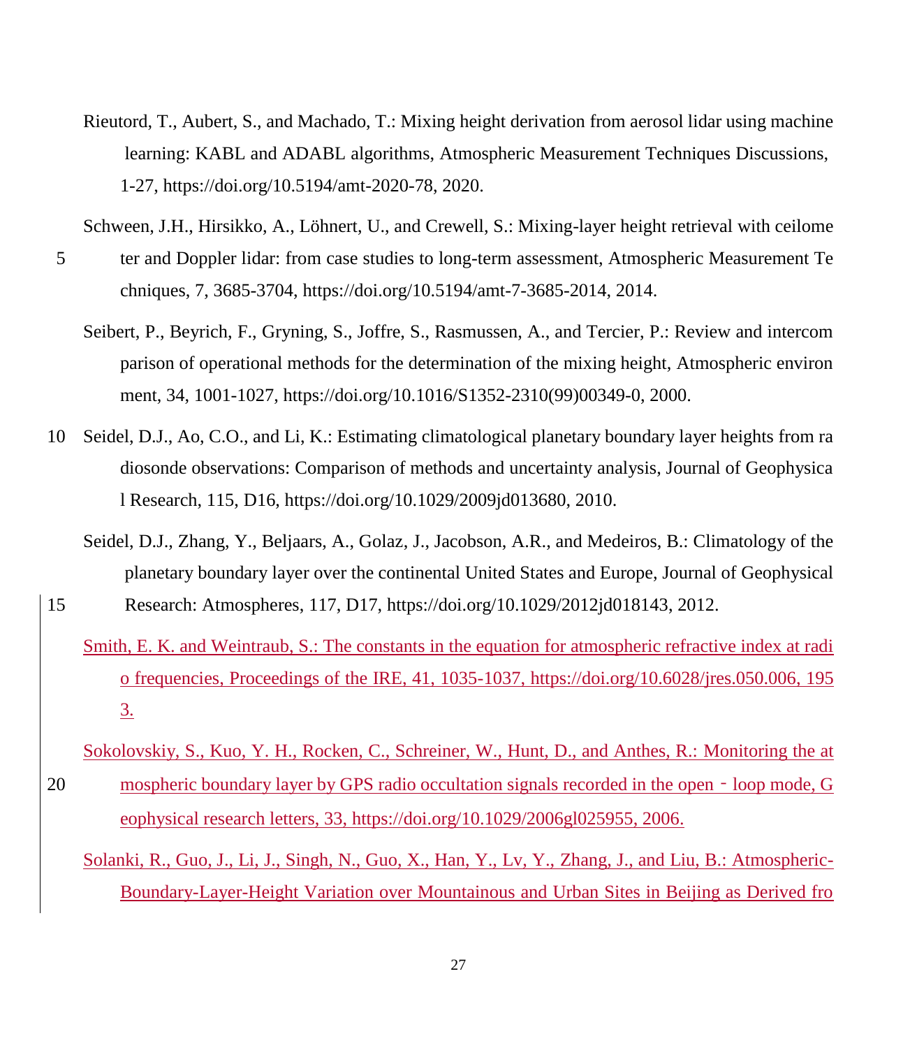Rieutord, T., Aubert, S., and Machado, T.: Mixing height derivation from aerosol lidar using machine learning: KABL and ADABL algorithms, Atmospheric Measurement Techniques Discussions, 1-27, https://doi.org/10.5194/amt-2020-78, 2020.

Schween, J.H., Hirsikko, A., Löhnert, U., and Crewell, S.: Mixing-layer height retrieval with ceilometer and Doppler lidar: from case studies to long-term assessment, Atmospheric Measurement Techniques, 7, 3685-3704, https://doi.org/10.5194/amt-7-3685-2014, 2014.

Seibert, P., Beyrich, F., Gryning, S., Joffre, S., Rasmussen, A., and Tercier, P.: Review and intercomparison of operational methods for the determination of the mixing height, Atmospheric environment, 34, 1001-1027, https://doi.org/10.1016/S1352-2310(99)00349-0, 2000.

Seidel, D.J., Ao, C.O., and Li, K.: Estimating climatological planetary boundary layer heights from radiosonde observations: Comparison of methods and uncertainty analysis, Journal of Geophysical Research, 115, D16, https://doi.org/10.1029/2009jd013680, 2010.

Seidel, D.J., Zhang, Y., Beljaars, A., Golaz, J., Jacobson, A.R., and Medeiros, B.: Climatology of the planetary boundary layer over the continental United States and Europe, Journal of Geophysical Research: Atmospheres, 117, D17, https://doi.org/10.1029/2012jd018143, 2012.

Smith, E. K. and Weintraub, S.: The constants in the equation for atmospheric refractive index at radio frequencies, Proceedings of the IRE, 41, 1035-1037, https://doi.org/10.6028/jres.050.006, 1953.

Sokolovskiy, S., Kuo, Y. H., Rocken, C., Schreiner, W., Hunt, D., and Anthes, R.: Monitoring the atmospheric boundary layer by GPS radio occultation signals recorded in the open‐loop mode, Geophysical research letters, 33, https://doi.org/10.1029/2006gl025955, 2006.

Solanki, R., Guo, J., Li, J., Singh, N., Guo, X., Han, Y., Lv, Y., Zhang, J., and Liu, B.: Atmospheric-Boundary-Layer-Height Variation over Mountainous and Urban Sites in Beijing as Derived fro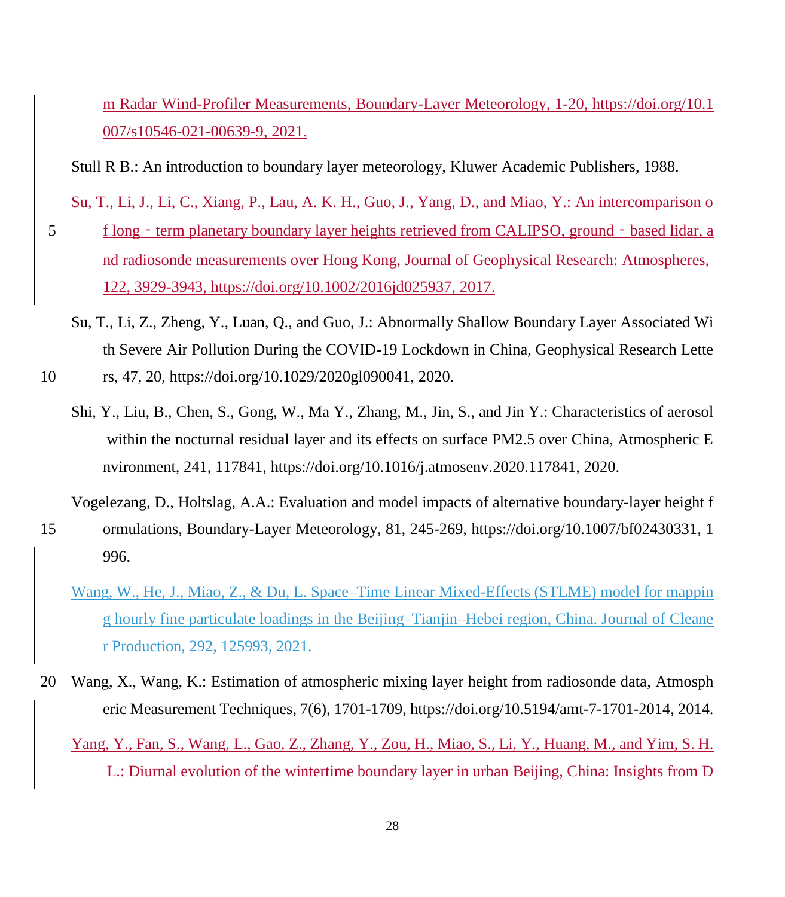m Radar Wind-Profiler Measurements, Boundary-Layer Meteorology, 1-20, https://doi.org/10.1007/s10546-021-00639-9, 2021.

Stull R B.: An introduction to boundary layer meteorology, Kluwer Academic Publishers, 1988.

Su, T., Li, J., Li, C., Xiang, P., Lau, A. K. H., Guo, J., Yang, D., and Miao, Y.: An intercomparison of long - term planetary boundary layer heights retrieved from CALIPSO, ground - based lidar, and radiosonde measurements over Hong Kong, Journal of Geophysical Research: Atmospheres, 122, 3929-3943, https://doi.org/10.1002/2016jd025937, 2017.

Su, T., Li, Z., Zheng, Y., Luan, Q., and Guo, J.: Abnormally Shallow Boundary Layer Associated With Severe Air Pollution During the COVID-19 Lockdown in China, Geophysical Research Letters, 47, 20, https://doi.org/10.1029/2020gl090041, 2020.

Shi, Y., Liu, B., Chen, S., Gong, W., Ma Y., Zhang, M., Jin, S., and Jin Y.: Characteristics of aerosol within the nocturnal residual layer and its effects on surface PM2.5 over China, Atmospheric Environment, 241, 117841, https://doi.org/10.1016/j.atmosenv.2020.117841, 2020.

Vogelezang, D., Holtslag, A.A.: Evaluation and model impacts of alternative boundary-layer height formulations, Boundary-Layer Meteorology, 81, 245-269, https://doi.org/10.1007/bf02430331, 1996.

Wang, W., He, J., Miao, Z., & Du, L. Space–Time Linear Mixed-Effects (STLME) model for mapping hourly fine particulate loadings in the Beijing–Tianjin–Hebei region, China. Journal of Cleaner Production, 292, 125993, 2021.

Wang, X., Wang, K.: Estimation of atmospheric mixing layer height from radiosonde data, Atmospheric Measurement Techniques, 7(6), 1701-1709, https://doi.org/10.5194/amt-7-1701-2014, 2014.

Yang, Y., Fan, S., Wang, L., Gao, Z., Zhang, Y., Zou, H., Miao, S., Li, Y., Huang, M., and Yim, S. H. L.: Diurnal evolution of the wintertime boundary layer in urban Beijing, China: Insights from D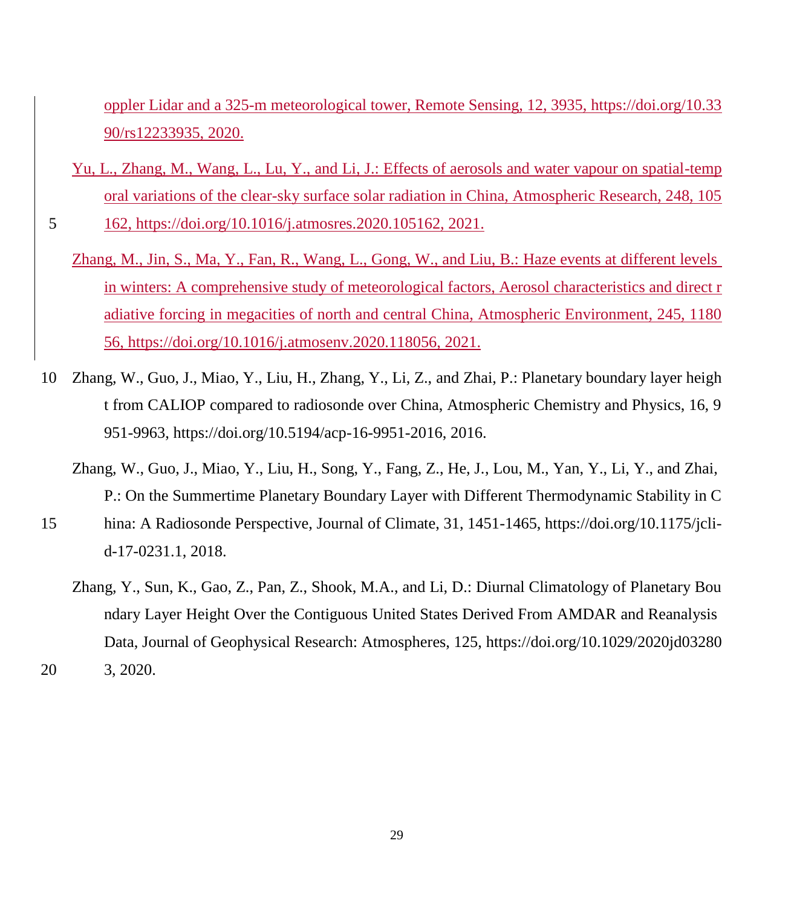oppler Lidar and a 325-m meteorological tower, Remote Sensing, 12, 3935, https://doi.org/10.3390/rs12233935, 2020.

Yu, L., Zhang, M., Wang, L., Lu, Y., and Li, J.: Effects of aerosols and water vapour on spatial-temporal variations of the clear-sky surface solar radiation in China, Atmospheric Research, 248, 105162, https://doi.org/10.1016/j.atmosres.2020.105162, 2021.

Zhang, M., Jin, S., Ma, Y., Fan, R., Wang, L., Gong, W., and Liu, B.: Haze events at different levels in winters: A comprehensive study of meteorological factors, Aerosol characteristics and direct radiative forcing in megacities of north and central China, Atmospheric Environment, 245, 118056, https://doi.org/10.1016/j.atmosenv.2020.118056, 2021.

Zhang, W., Guo, J., Miao, Y., Liu, H., Zhang, Y., Li, Z., and Zhai, P.: Planetary boundary layer height from CALIOP compared to radiosonde over China, Atmospheric Chemistry and Physics, 16, 9951-9963, https://doi.org/10.5194/acp-16-9951-2016, 2016.

Zhang, W., Guo, J., Miao, Y., Liu, H., Song, Y., Fang, Z., He, J., Lou, M., Yan, Y., Li, Y., and Zhai, P.: On the Summertime Planetary Boundary Layer with Different Thermodynamic Stability in China: A Radiosonde Perspective, Journal of Climate, 31, 1451-1465, https://doi.org/10.1175/jcli-d-17-0231.1, 2018.

Zhang, Y., Sun, K., Gao, Z., Pan, Z., Shook, M.A., and Li, D.: Diurnal Climatology of Planetary Boundary Layer Height Over the Contiguous United States Derived From AMDAR and Reanalysis Data, Journal of Geophysical Research: Atmospheres, 125, https://doi.org/10.1029/2020jd032803, 2020.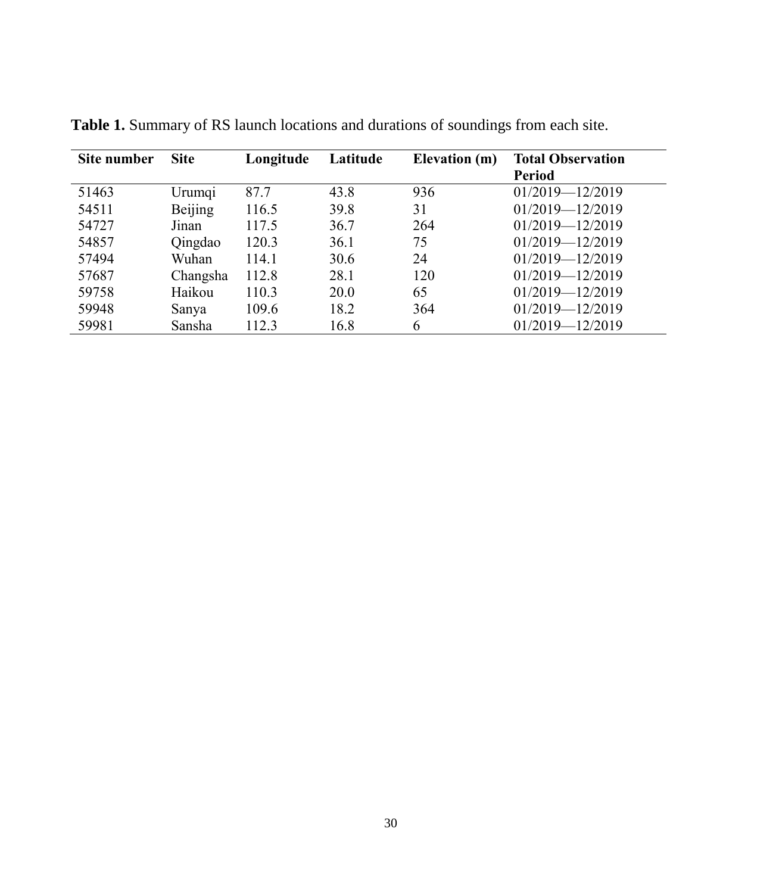**Table 1.** Summary of RS launch locations and durations of soundings from each site.

| Site number | Site | Longitude | Latitude | Elevation (m) | Total Observation Period |
|---|---|---|---|---|---|
| 51463 | Urumqi | 87.7 | 43.8 | 936 | 01/2019—12/2019 |
| 54511 | Beijing | 116.5 | 39.8 | 31 | 01/2019—12/2019 |
| 54727 | Jinan | 117.5 | 36.7 | 264 | 01/2019—12/2019 |
| 54857 | Qingdao | 120.3 | 36.1 | 75 | 01/2019—12/2019 |
| 57494 | Wuhan | 114.1 | 30.6 | 24 | 01/2019—12/2019 |
| 57687 | Changsha | 112.8 | 28.1 | 120 | 01/2019—12/2019 |
| 59758 | Haikou | 110.3 | 20.0 | 65 | 01/2019—12/2019 |
| 59948 | Sanya | 109.6 | 18.2 | 364 | 01/2019—12/2019 |
| 59981 | Sansha | 112.3 | 16.8 | 6 | 01/2019—12/2019 |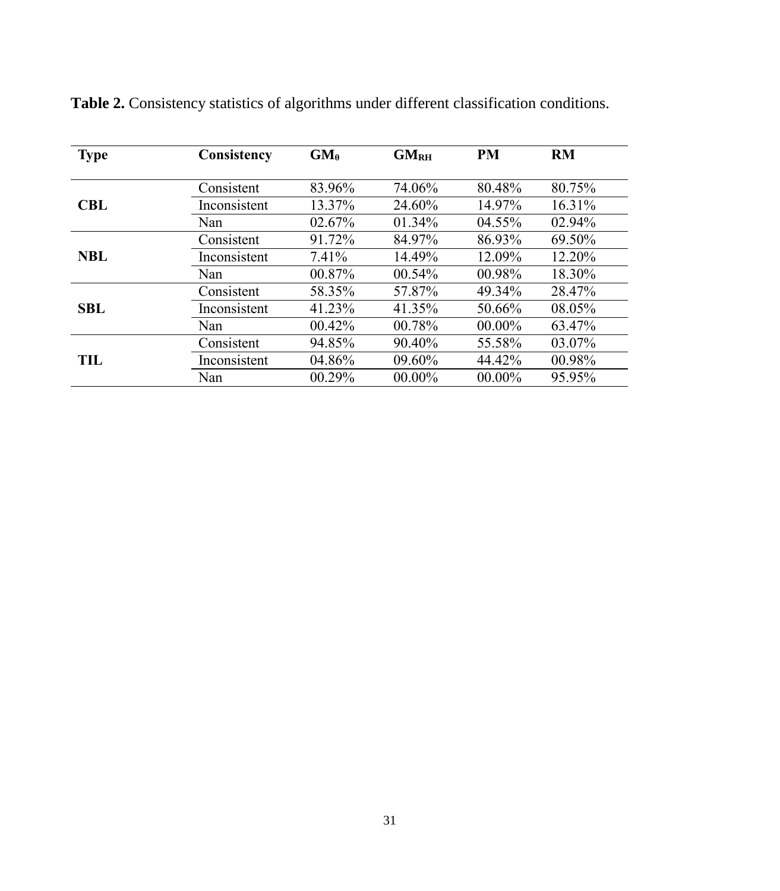**Table 2.** Consistency statistics of algorithms under different classification conditions.

| Type | Consistency | $GM_0$ | $GM_{RH}$ | PM | RM |
|---|---|---|---|---|---|
| **CBL** | Consistent | 83.96% | 74.06% | 80.48% | 80.75% |
| | Inconsistent | 13.37% | 24.60% | 14.97% | 16.31% |
| | Nan | 02.67% | 01.34% | 04.55% | 02.94% |
| **NBL** | Consistent | 91.72% | 84.97% | 86.93% | 69.50% |
| | Inconsistent | 7.41% | 14.49% | 12.09% | 12.20% |
| | Nan | 00.87% | 00.54% | 00.98% | 18.30% |
| **SBL** | Consistent | 58.35% | 57.87% | 49.34% | 28.47% |
| | Inconsistent | 41.23% | 41.35% | 50.66% | 08.05% |
| | Nan | 00.42% | 00.78% | 00.00% | 63.47% |
| **TIL** | Consistent | 94.85% | 90.40% | 55.58% | 03.07% |
| | Inconsistent | 04.86% | 09.60% | 44.42% | 00.98% |
| | Nan | 00.29% | 00.00% | 00.00% | 95.95% |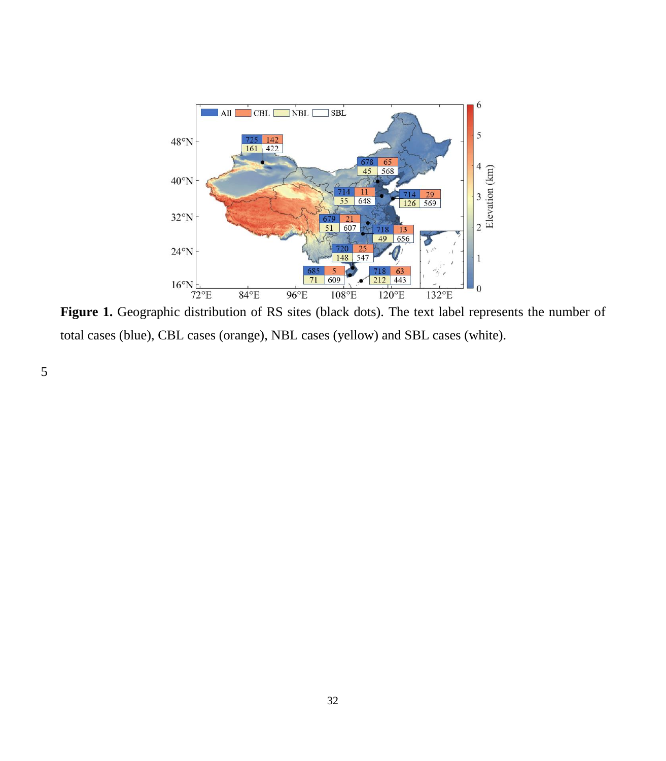**Figure 1.** Geographic distribution of RS sites (black dots). The text label represents the number of total cases (blue), CBL cases (orange), NBL cases (yellow) and SBL cases (white).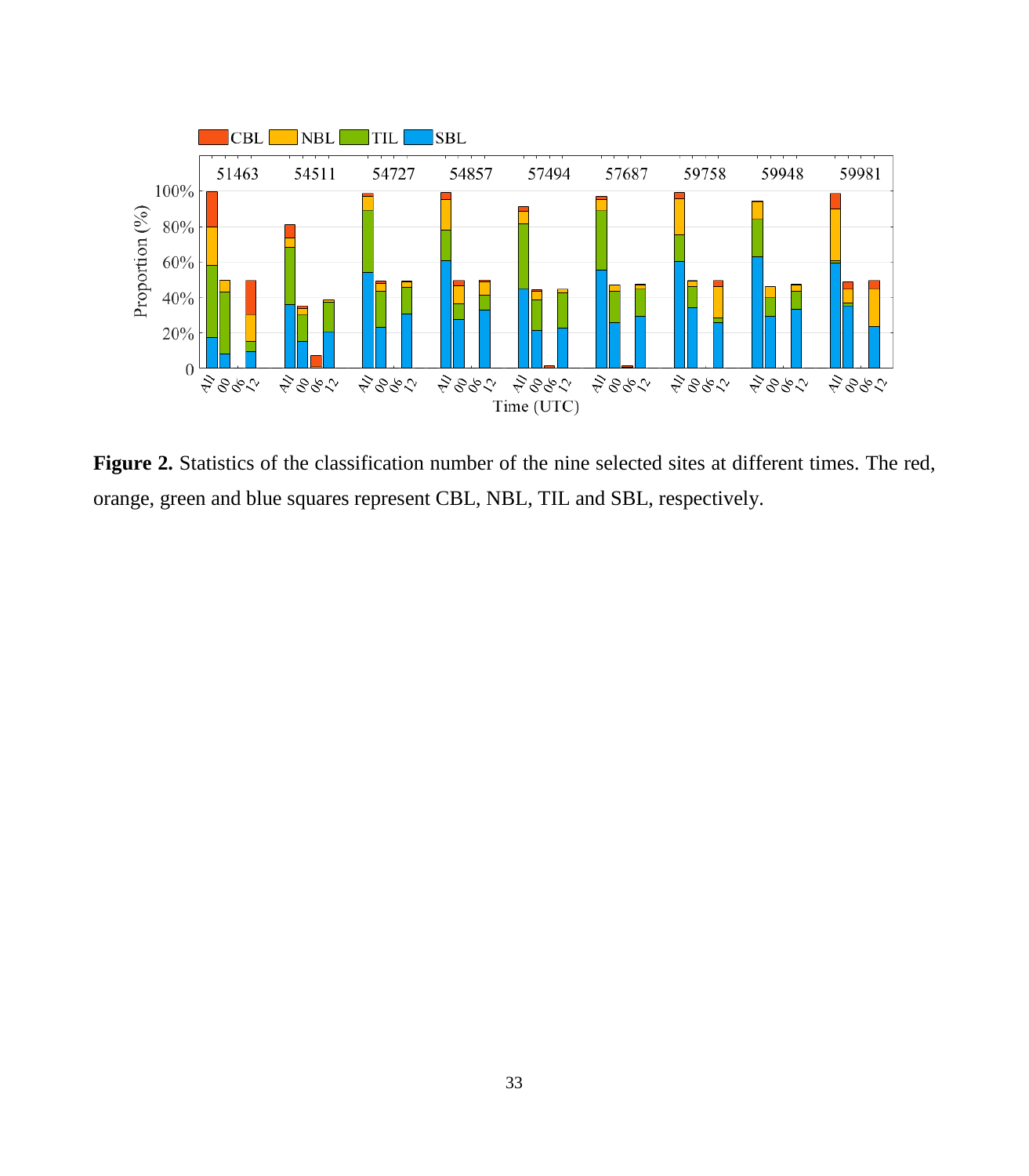**Figure 2.** Statistics of the classification number of the nine selected sites at different times. The red, orange, green and blue squares represent CBL, NBL, TIL and SBL, respectively.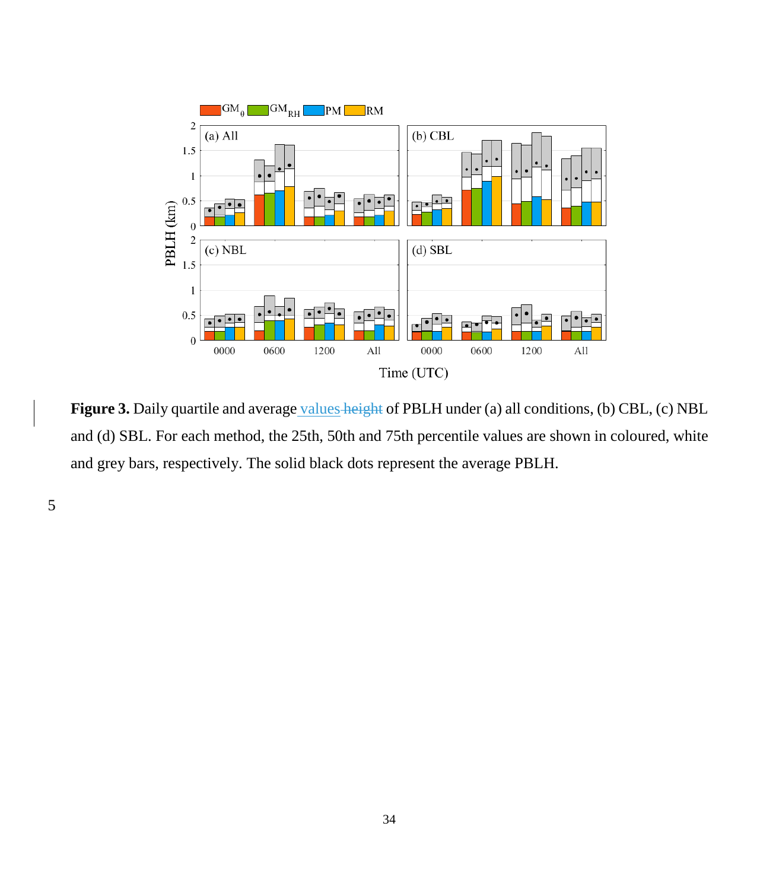**Figure 3.** Daily quartile and average values ~~height~~ of PBLH under (a) all conditions, (b) CBL, (c) NBL and (d) SBL. For each method, the 25th, 50th and 75th percentile values are shown in coloured, white and grey bars, respectively. The solid black dots represent the average PBLH.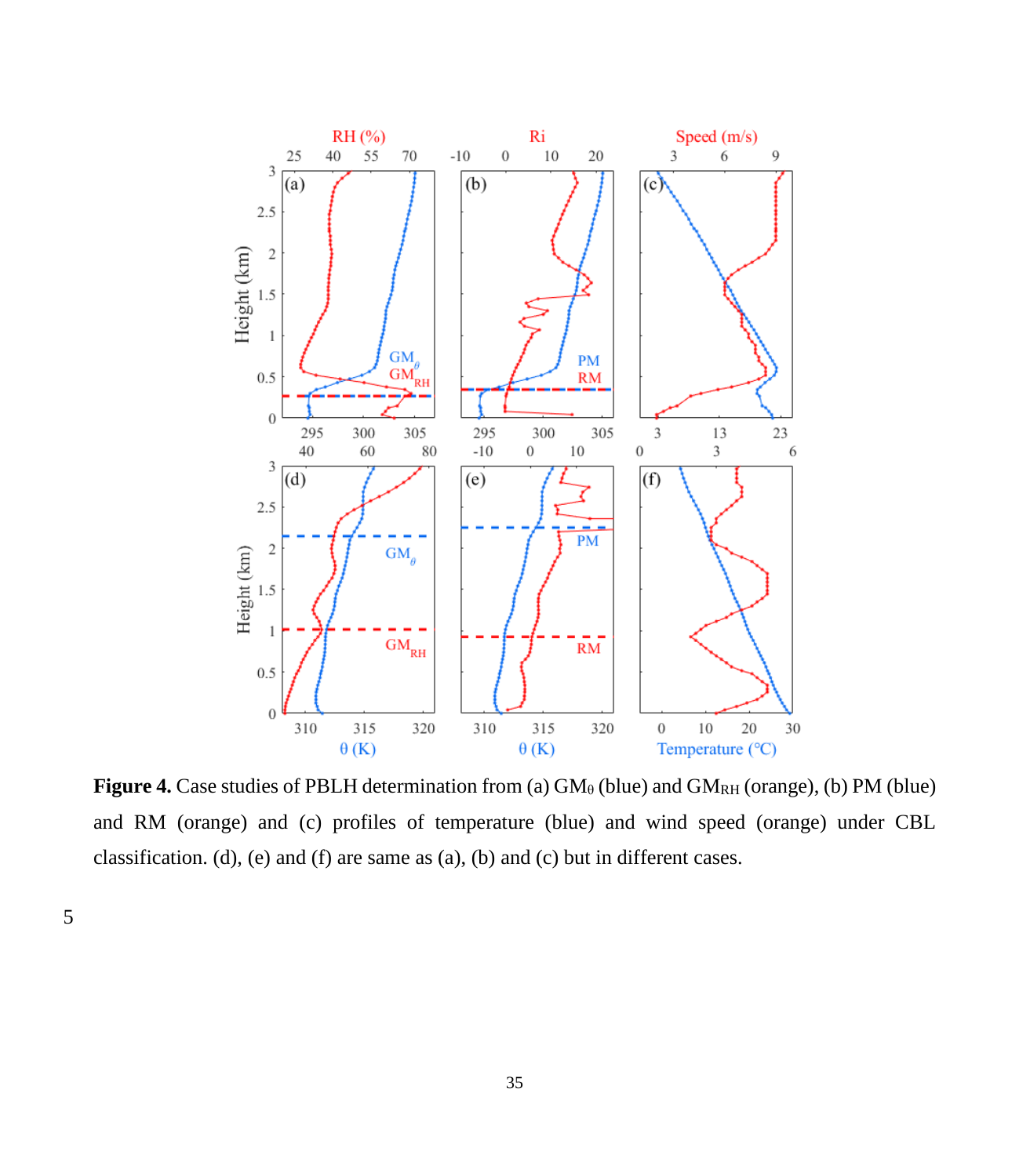**Figure 4.** Case studies of PBLH determination from (a) $GM_\theta$ (blue) and $GM_{RH}$ (orange), (b) PM (blue) and RM (orange) and (c) profiles of temperature (blue) and wind speed (orange) under CBL classification. (d), (e) and (f) are same as (a), (b) and (c) but in different cases.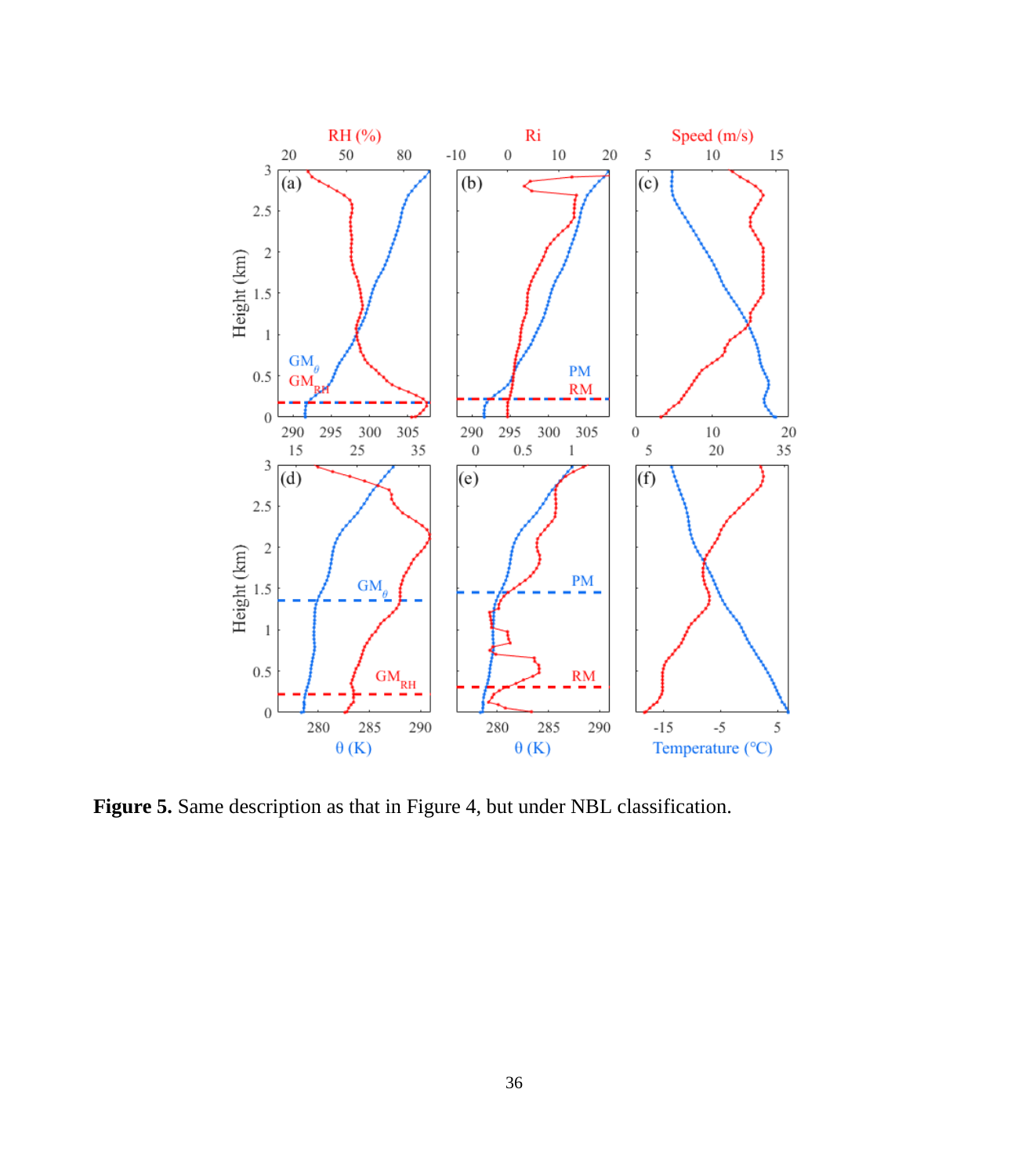**Figure 5.** Same description as that in Figure 4, but under NBL classification.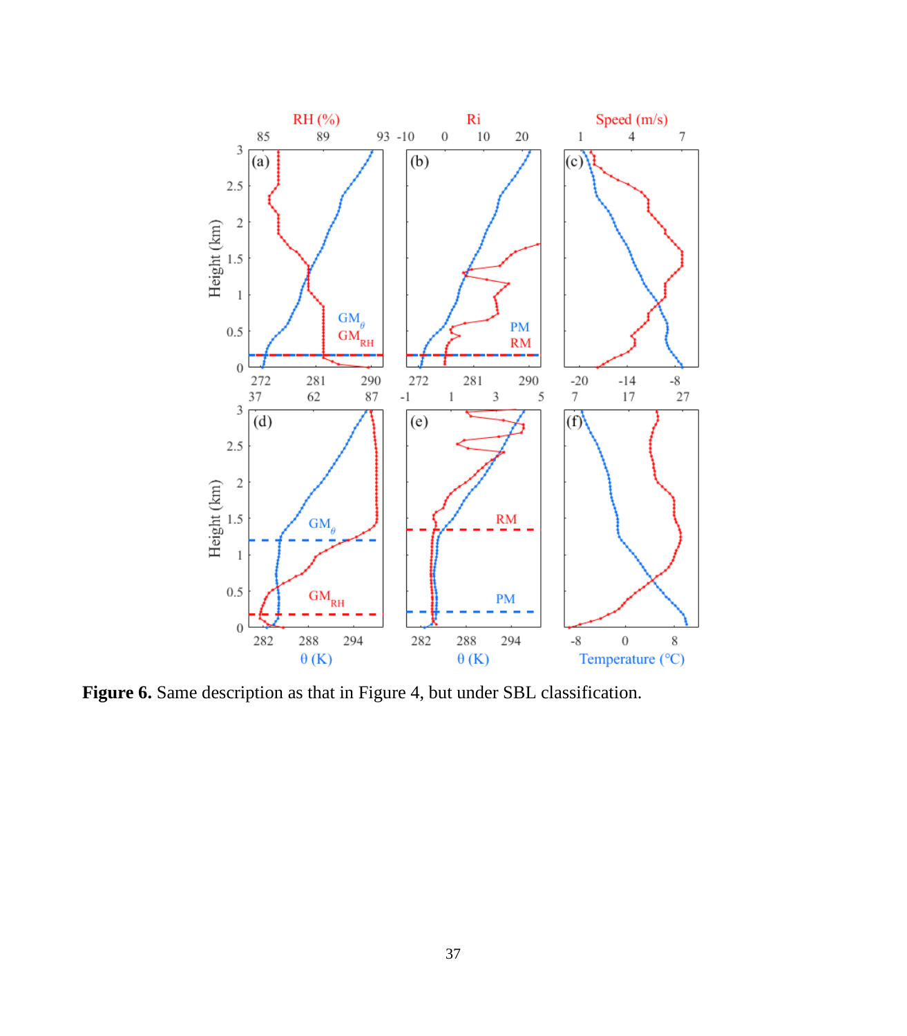**Figure 6.** Same description as that in Figure 4, but under SBL classification.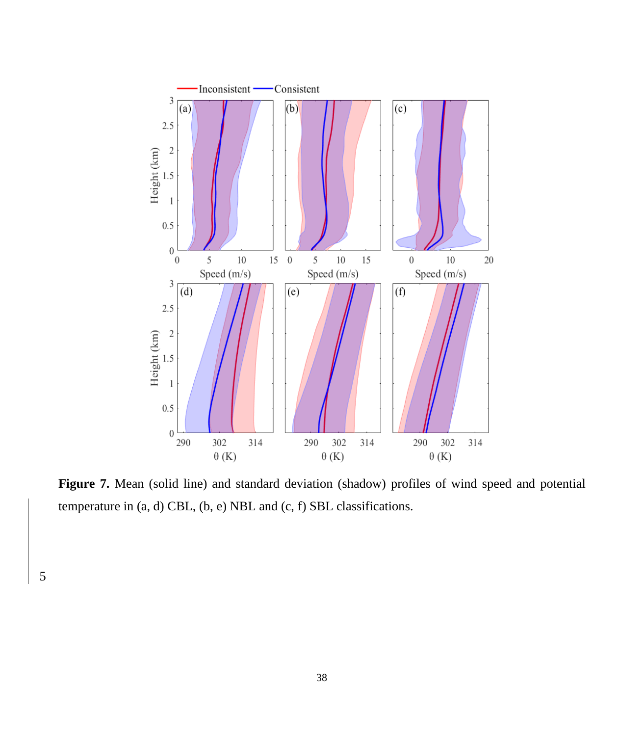**Figure 7.** Mean (solid line) and standard deviation (shadow) profiles of wind speed and potential temperature in (a, d) CBL, (b, e) NBL and (c, f) SBL classifications.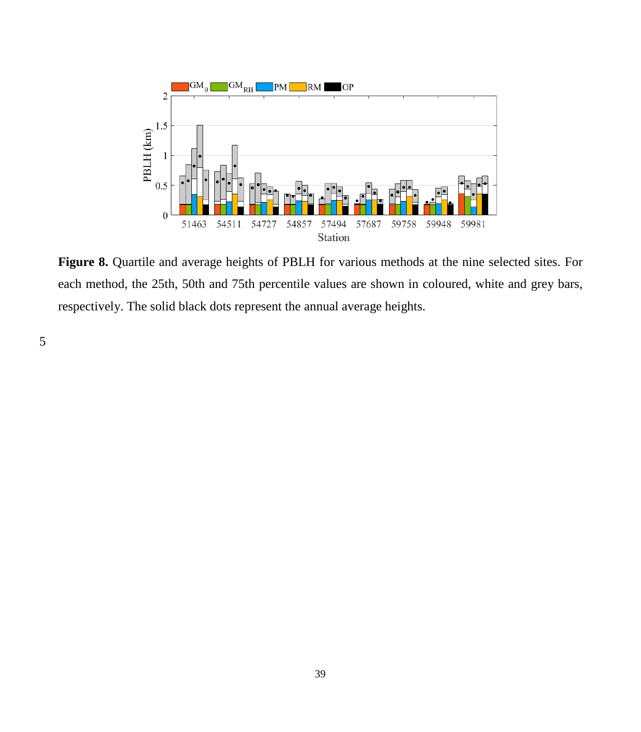GM$_\theta$ GM$_{RH}$ PM RM OP

PBLH (km)

2

1.5

1

0.5

0

51463 54511 54727 54857 57494 57687 59758 59948 59981

Station

**Figure 8.** Quartile and average heights of PBLH for various methods at the nine selected sites. For each method, the 25th, 50th and 75th percentile values are shown in coloured, white and grey bars, respectively. The solid black dots represent the annual average heights.